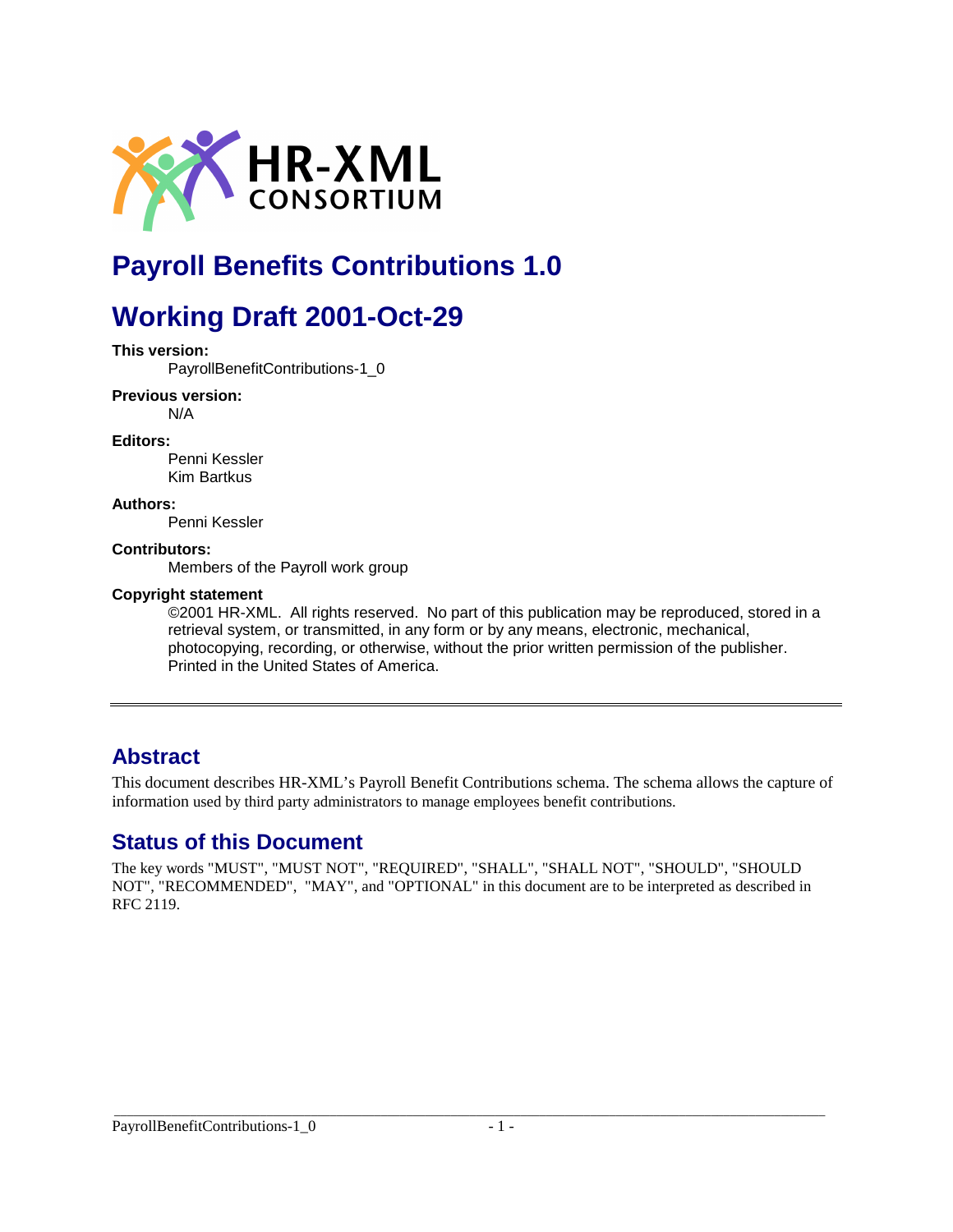# Payroll Benefits Contributions 1.0

# Working Draft 2001-Oct-29

**This version:**

PayrollBenefitContributions-1_0

**Previous version:**

N/A

**Editors:**

Penni Kessler
Kim Bartkus

**Authors:**

Penni Kessler

**Contributors:**

Members of the Payroll work group

**Copyright statement**

©2001 HR-XML. All rights reserved. No part of this publication may be reproduced, stored in a retrieval system, or transmitted, in any form or by any means, electronic, mechanical, photocopying, recording, or otherwise, without the prior written permission of the publisher. Printed in the United States of America.

---

## Abstract

This document describes HR-XML's Payroll Benefit Contributions schema. The schema allows the capture of information used by third party administrators to manage employees benefit contributions.

## Status of this Document

The key words "MUST", "MUST NOT", "REQUIRED", "SHALL", "SHALL NOT", "SHOULD", "SHOULD NOT", "RECOMMENDED", "MAY", and "OPTIONAL" in this document are to be interpreted as described in RFC 2119.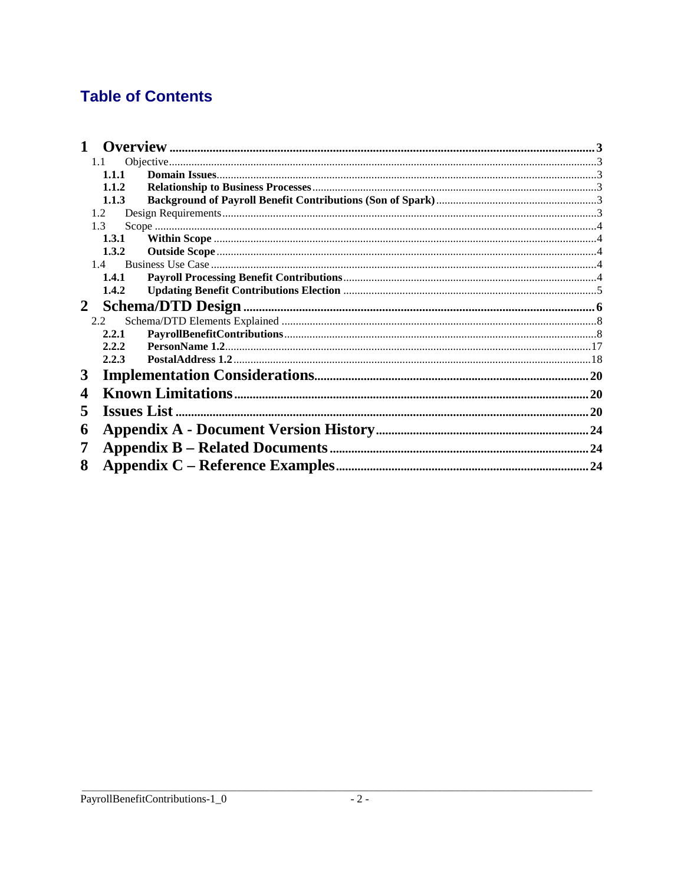# Table of Contents

- **1 Overview** ..... 3
  - 1.1 Objective ..... 3
    - **1.1.1 Domain Issues** ..... 3
    - **1.1.2 Relationship to Business Processes** ..... 3
    - **1.1.3 Background of Payroll Benefit Contributions (Son of Spark)** ..... 3
  - 1.2 Design Requirements ..... 3
  - 1.3 Scope ..... 4
    - **1.3.1 Within Scope** ..... 4
    - **1.3.2 Outside Scope** ..... 4
  - 1.4 Business Use Case ..... 4
    - **1.4.1 Payroll Processing Benefit Contributions** ..... 4
    - **1.4.2 Updating Benefit Contributions Election** ..... 5
- **2 Schema/DTD Design** ..... 6
  - 2.2 Schema/DTD Elements Explained ..... 8
    - **2.2.1 PayrollBenefitContributions** ..... 8
    - **2.2.2 PersonName 1.2** ..... 17
    - **2.2.3 PostalAddress 1.2** ..... 18
- **3 Implementation Considerations** ..... 20
- **4 Known Limitations** ..... 20
- **5 Issues List** ..... 20
- **6 Appendix A - Document Version History** ..... 24
- **7 Appendix B – Related Documents** ..... 24
- **8 Appendix C – Reference Examples** ..... 24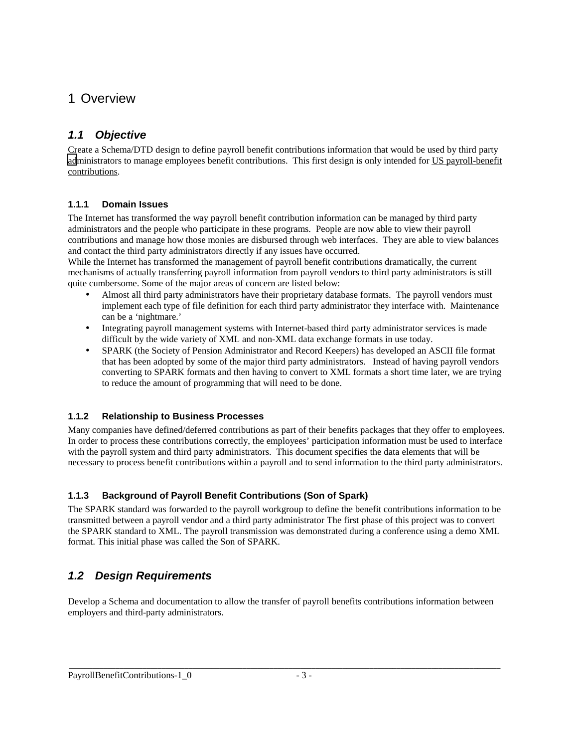# 1 Overview

## 1.1 Objective

Create a Schema/DTD design to define payroll benefit contributions information that would be used by third party administrators to manage employees benefit contributions. This first design is only intended for US payroll-benefit contributions.

### 1.1.1 Domain Issues

The Internet has transformed the way payroll benefit contribution information can be managed by third party administrators and the people who participate in these programs. People are now able to view their payroll contributions and manage how those monies are disbursed through web interfaces. They are able to view balances and contact the third party administrators directly if any issues have occurred.

While the Internet has transformed the management of payroll benefit contributions dramatically, the current mechanisms of actually transferring payroll information from payroll vendors to third party administrators is still quite cumbersome. Some of the major areas of concern are listed below:

- Almost all third party administrators have their proprietary database formats. The payroll vendors must implement each type of file definition for each third party administrator they interface with. Maintenance can be a 'nightmare.'
- Integrating payroll management systems with Internet-based third party administrator services is made difficult by the wide variety of XML and non-XML data exchange formats in use today.
- SPARK (the Society of Pension Administrator and Record Keepers) has developed an ASCII file format that has been adopted by some of the major third party administrators. Instead of having payroll vendors converting to SPARK formats and then having to convert to XML formats a short time later, we are trying to reduce the amount of programming that will need to be done.

### 1.1.2 Relationship to Business Processes

Many companies have defined/deferred contributions as part of their benefits packages that they offer to employees. In order to process these contributions correctly, the employees' participation information must be used to interface with the payroll system and third party administrators. This document specifies the data elements that will be necessary to process benefit contributions within a payroll and to send information to the third party administrators.

### 1.1.3 Background of Payroll Benefit Contributions (Son of Spark)

The SPARK standard was forwarded to the payroll workgroup to define the benefit contributions information to be transmitted between a payroll vendor and a third party administrator The first phase of this project was to convert the SPARK standard to XML. The payroll transmission was demonstrated during a conference using a demo XML format. This initial phase was called the Son of SPARK.

## 1.2 Design Requirements

Develop a Schema and documentation to allow the transfer of payroll benefits contributions information between employers and third-party administrators.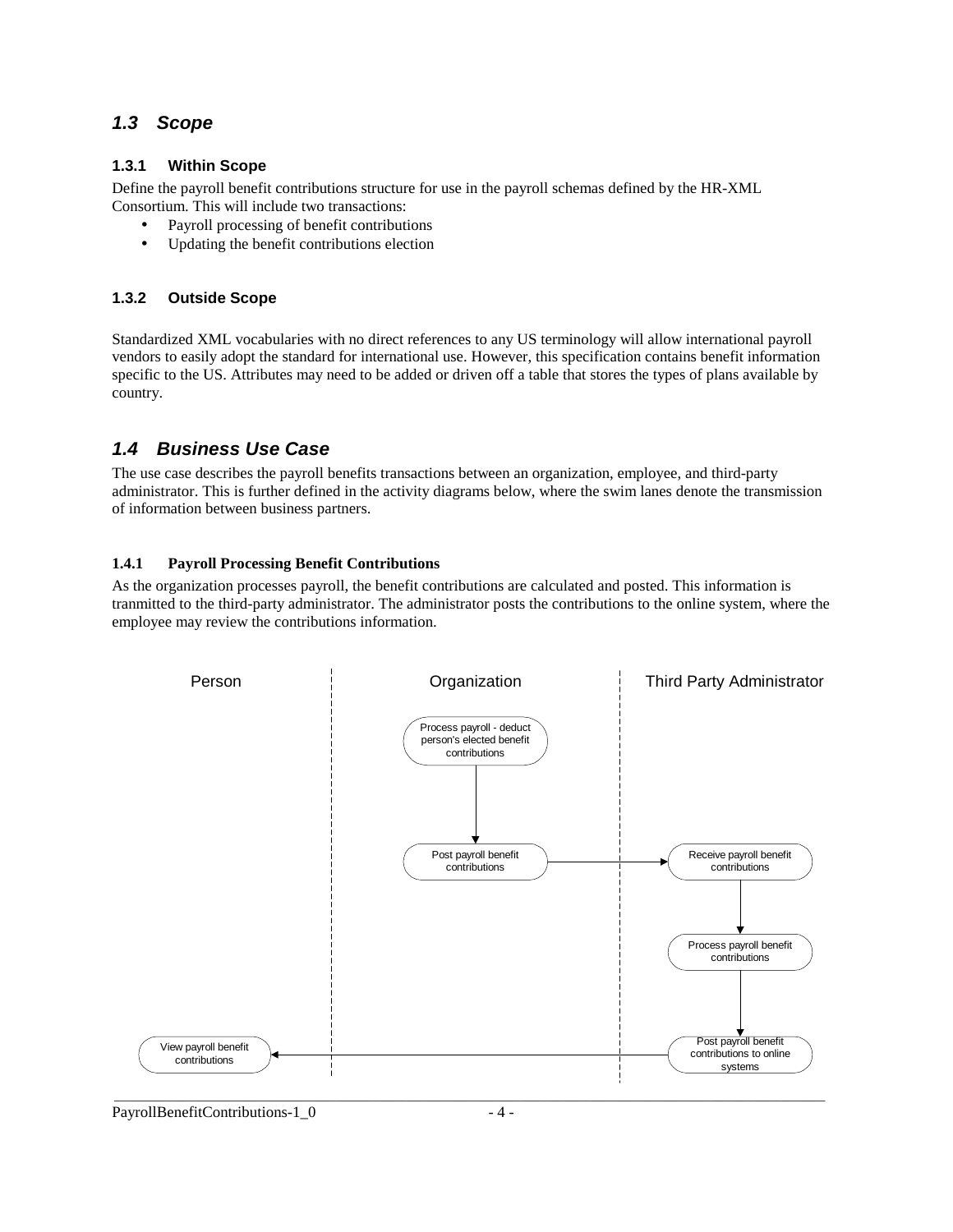## 1.3 Scope

### 1.3.1 Within Scope

Define the payroll benefit contributions structure for use in the payroll schemas defined by the HR-XML Consortium. This will include two transactions:

- Payroll processing of benefit contributions
- Updating the benefit contributions election

### 1.3.2 Outside Scope

Standardized XML vocabularies with no direct references to any US terminology will allow international payroll vendors to easily adopt the standard for international use. However, this specification contains benefit information specific to the US. Attributes may need to be added or driven off a table that stores the types of plans available by country.

## 1.4 Business Use Case

The use case describes the payroll benefits transactions between an organization, employee, and third-party administrator. This is further defined in the activity diagrams below, where the swim lanes denote the transmission of information between business partners.

### 1.4.1 Payroll Processing Benefit Contributions

As the organization processes payroll, the benefit contributions are calculated and posted. This information is tranmitted to the third-party administrator. The administrator posts the contributions to the online system, where the employee may review the contributions information.

| Person | Organization | Third Party Administrator |
|---|---|---|
| | Process payroll - deduct person's elected benefit contributions | |
| | Post payroll benefit contributions | Receive payroll benefit contributions |
| | | Process payroll benefit contributions |
| View payroll benefit contributions | | Post payroll benefit contributions to online systems |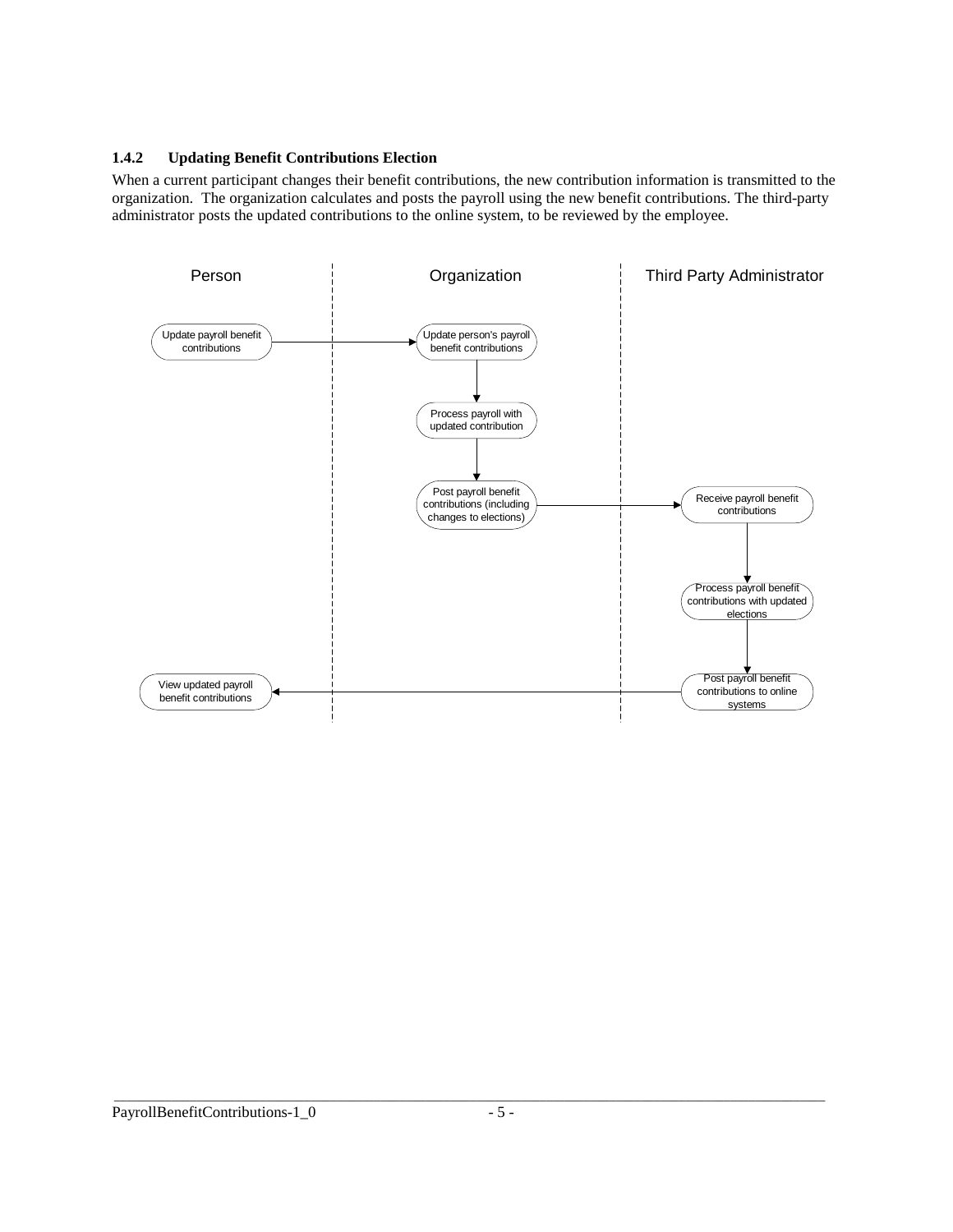### 1.4.2 Updating Benefit Contributions Election

When a current participant changes their benefit contributions, the new contribution information is transmitted to the organization. The organization calculates and posts the payroll using the new benefit contributions. The third-party administrator posts the updated contributions to the online system, to be reviewed by the employee.

| Person | Organization | Third Party Administrator |
| --- | --- | --- |
| Update payroll benefit contributions | Update person's payroll benefit contributions | |
| | Process payroll with updated contribution | |
| | Post payroll benefit contributions (including changes to elections) | Receive payroll benefit contributions |
| | | Process payroll benefit contributions with updated elections |
| View updated payroll benefit contributions | | Post payroll benefit contributions to online systems |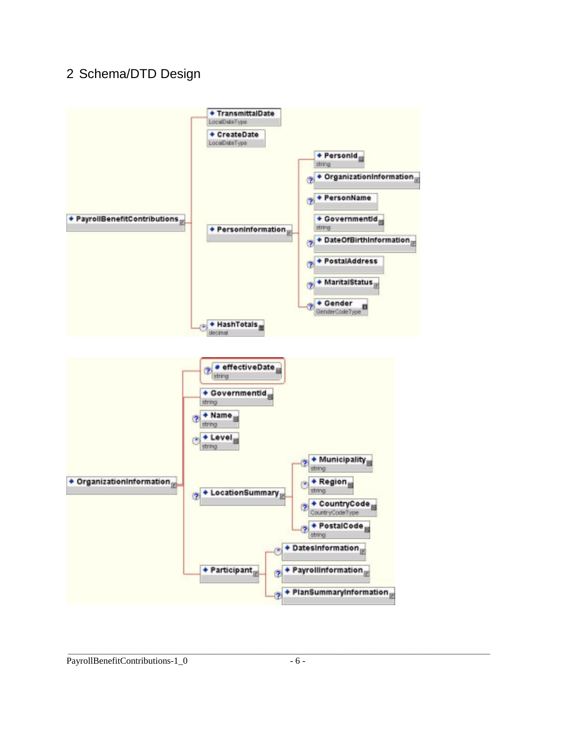## 2 Schema/DTD Design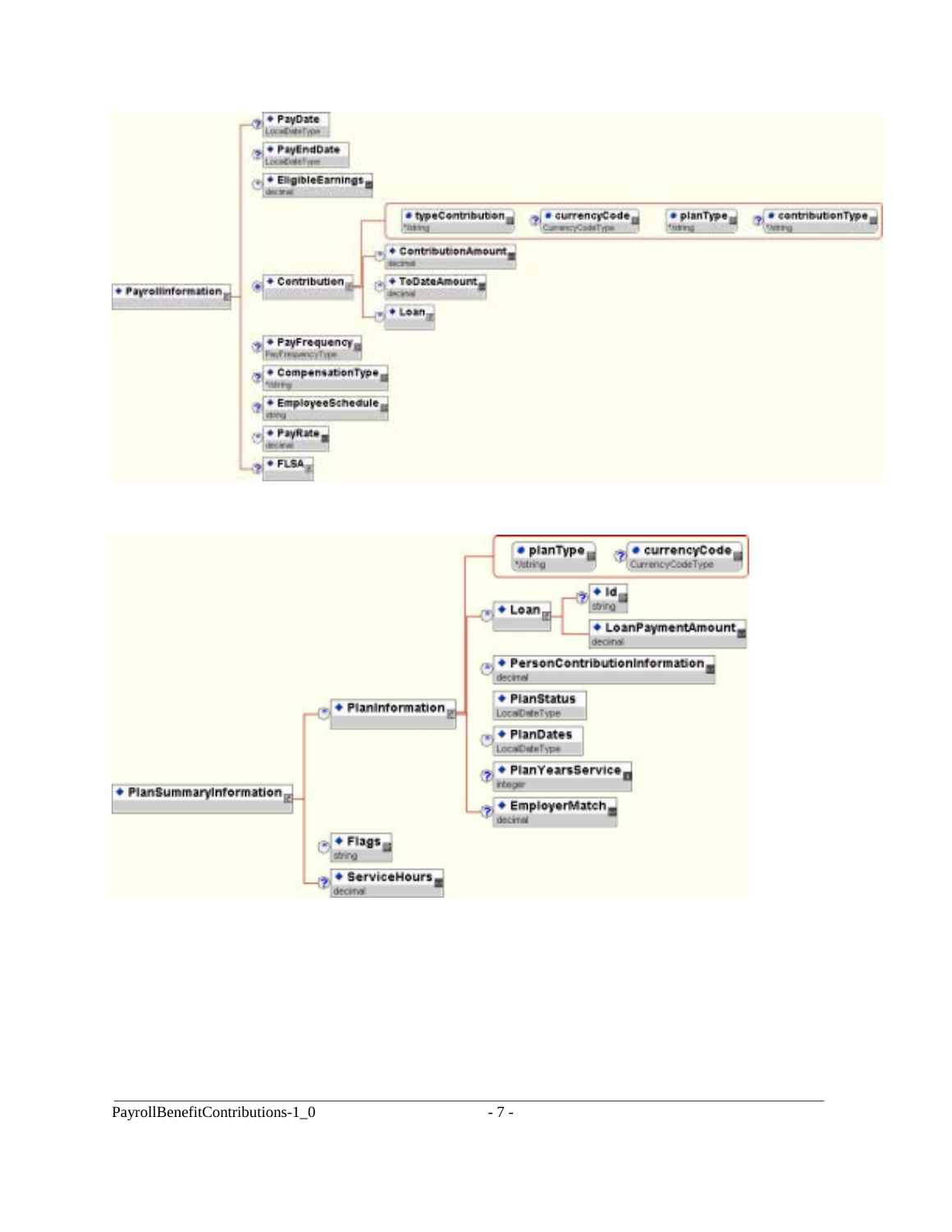- PayrollInformation
  - PayDate (LocalDateType)
  - PayEndDate (LocalDateType)
  - EligibleEarnings (decimal)
  - Contribution
    - typeContribution (*string)
    - currencyCode (CurrencyCodeType)
    - planType (*string)
    - contributionType (*string)
    - ContributionAmount (decimal)
    - ToDateAmount (decimal)
    - Loan
  - PayFrequency (PayFrequencyType)
  - CompensationType (*string)
  - EmployeeSchedule (string)
  - PayRate (decimal)
  - FLSA

- PlanSummaryInformation
  - PlanInformation
    - planType (*string)
    - currencyCode (CurrencyCodeType)
    - Loan
      - Id (string)
      - LoanPaymentAmount (decimal)
    - PersonContributionInformation (decimal)
    - PlanStatus (LocalDateType)
    - PlanDates (LocalDateType)
    - PlanYearsService (integer)
    - EmployerMatch (decimal)
  - Flags (string)
  - ServiceHours (decimal)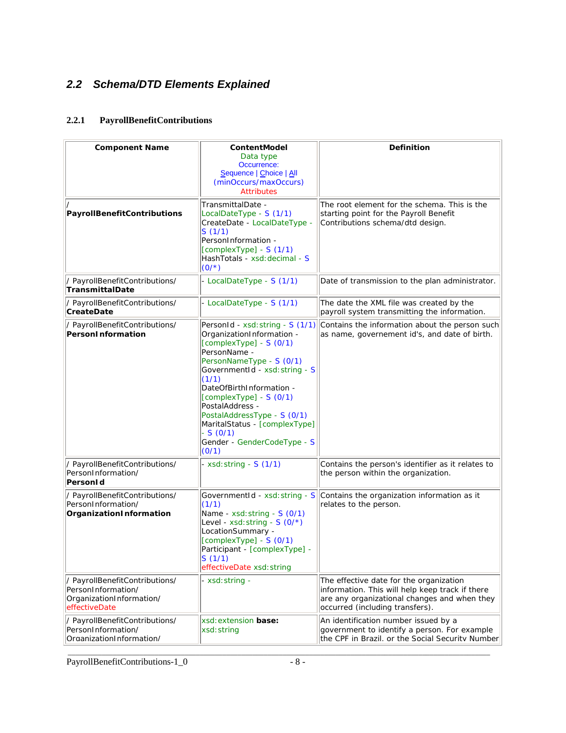## 2.2 Schema/DTD Elements Explained

### 2.2.1 PayrollBenefitContributions

| Component Name | ContentModel<br>Data type<br>Occurrence:<br>Sequence \| Choice \| All<br>(minOccurs/maxOccurs)<br>Attributes | Definition |
|---|---|---|
| / **PayrollBenefitContributions** | TransmittalDate - LocalDateType - S (1/1)<br>CreateDate - LocalDateType - S (1/1)<br>PersonInformation - [complexType] - S (1/1)<br>HashTotals - xsd:decimal - S (0/*) | The root element for the schema. This is the starting point for the Payroll Benefit Contributions schema/dtd design. |
| / PayrollBenefitContributions/ **TransmittalDate** | - LocalDateType - S (1/1) | Date of transmission to the plan administrator. |
| / PayrollBenefitContributions/ **CreateDate** | - LocalDateType - S (1/1) | The date the XML file was created by the payroll system transmitting the information. |
| / PayrollBenefitContributions/ **PersonInformation** | PersonId - xsd:string - S (1/1)<br>OrganizationInformation - [complexType] - S (0/1)<br>PersonName - PersonNameType - S (0/1)<br>GovernmentId - xsd:string - S (1/1)<br>DateOfBirthInformation - [complexType] - S (0/1)<br>PostalAddress - PostalAddressType - S (0/1)<br>MaritalStatus - [complexType] - S (0/1)<br>Gender - GenderCodeType - S (0/1) | Contains the information about the person such as name, governement id's, and date of birth. |
| / PayrollBenefitContributions/ PersonInformation/ **PersonId** | - xsd:string - S (1/1) | Contains the person's identifier as it relates to the person within the organization. |
| / PayrollBenefitContributions/ PersonInformation/ **OrganizationInformation** | GovernmentId - xsd:string - S (1/1)<br>Name - xsd:string - S (0/1)<br>Level - xsd:string - S (0/*)<br>LocationSummary - [complexType] - S (0/1)<br>Participant - [complexType] - S (1/1)<br>effectiveDate xsd:string | Contains the organization information as it relates to the person. |
| / PayrollBenefitContributions/ PersonInformation/ OrganizationInformation/ effectiveDate | - xsd:string - | The effective date for the organization information. This will help keep track if there are any organizational changes and when they occurred (including transfers). |
| / PayrollBenefitContributions/ PersonInformation/ OrganizationInformation/ | xsd:extension **base:** xsd:string | An identification number issued by a government to identify a person. For example the CPF in Brazil, or the Social Security Number |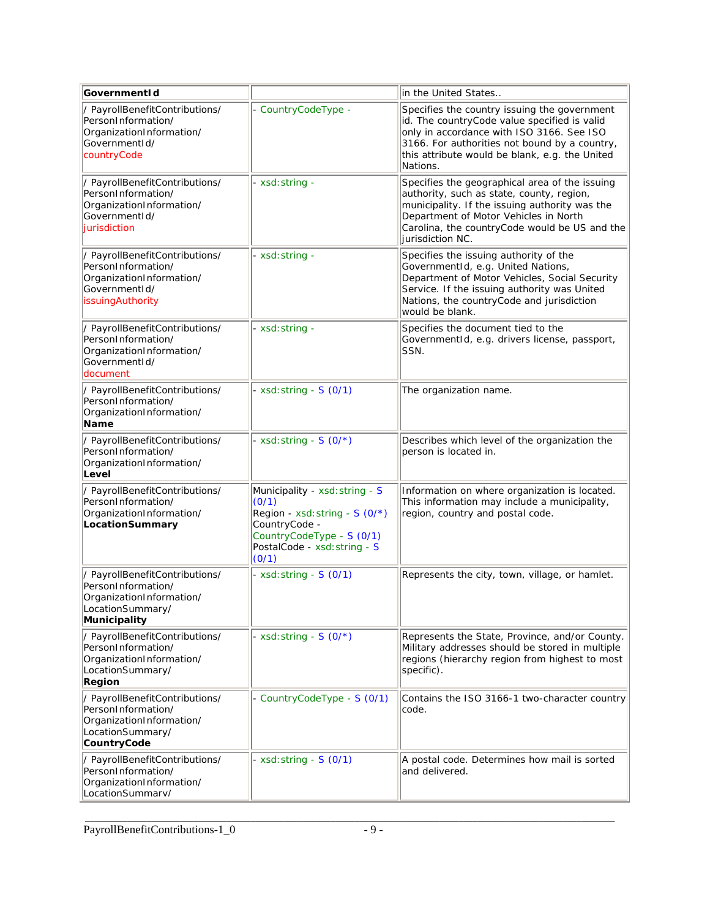| | | |
|---|---|---|
| **GovernmentId** | | in the United States.. |
| / PayrollBenefitContributions/ PersonInformation/ OrganizationInformation/ GovernmentId/ countryCode | - CountryCodeType - | Specifies the country issuing the government id. The countryCode value specified is valid only in accordance with ISO 3166. See ISO 3166. For authorities not bound by a country, this attribute would be blank, e.g. the United Nations. |
| / PayrollBenefitContributions/ PersonInformation/ OrganizationInformation/ GovernmentId/ jurisdiction | - xsd:string - | Specifies the geographical area of the issuing authority, such as state, county, region, municipality. If the issuing authority was the Department of Motor Vehicles in North Carolina, the countryCode would be US and the jurisdiction NC. |
| / PayrollBenefitContributions/ PersonInformation/ OrganizationInformation/ GovernmentId/ issuingAuthority | - xsd:string - | Specifies the issuing authority of the GovernmentId, e.g. United Nations, Department of Motor Vehicles, Social Security Service. If the issuing authority was United Nations, the countryCode and jurisdiction would be blank. |
| / PayrollBenefitContributions/ PersonInformation/ OrganizationInformation/ GovernmentId/ document | - xsd:string - | Specifies the document tied to the GovernmentId, e.g. drivers license, passport, SSN. |
| / PayrollBenefitContributions/ PersonInformation/ OrganizationInformation/ **Name** | - xsd:string - S (0/1) | The organization name. |
| / PayrollBenefitContributions/ PersonInformation/ OrganizationInformation/ **Level** | - xsd:string - S (0/*) | Describes which level of the organization the person is located in. |
| / PayrollBenefitContributions/ PersonInformation/ OrganizationInformation/ **LocationSummary** | Municipality - xsd:string - S (0/1)<br>Region - xsd:string - S (0/*)<br>CountryCode - CountryCodeType - S (0/1)<br>PostalCode - xsd:string - S (0/1) | Information on where organization is located. This information may include a municipality, region, country and postal code. |
| / PayrollBenefitContributions/ PersonInformation/ OrganizationInformation/ LocationSummary/ **Municipality** | - xsd:string - S (0/1) | Represents the city, town, village, or hamlet. |
| / PayrollBenefitContributions/ PersonInformation/ OrganizationInformation/ LocationSummary/ **Region** | - xsd:string - S (0/*) | Represents the State, Province, and/or County. Military addresses should be stored in multiple regions (hierarchy region from highest to most specific). |
| / PayrollBenefitContributions/ PersonInformation/ OrganizationInformation/ LocationSummary/ **CountryCode** | - CountryCodeType - S (0/1) | Contains the ISO 3166-1 two-character country code. |
| / PayrollBenefitContributions/ PersonInformation/ OrganizationInformation/ LocationSummary/ | - xsd:string - S (0/1) | A postal code. Determines how mail is sorted and delivered. |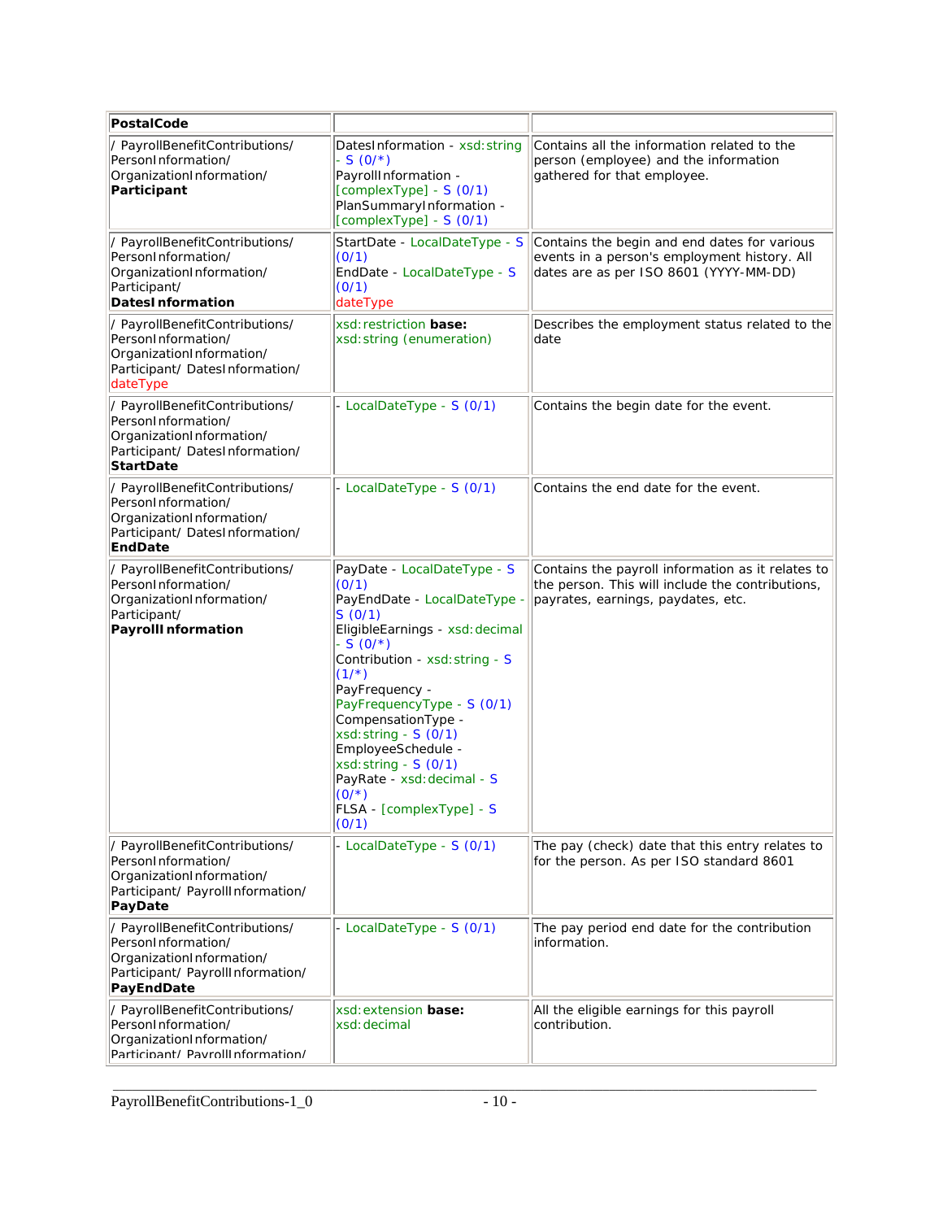| **PostalCode** | | |
|---|---|---|
| / PayrollBenefitContributions/ PersonInformation/ OrganizationInformation/ **Participant** | DatesInformation - xsd:string - S (0/*)<br>PayrollInformation - [complexType] - S (0/1)<br>PlanSummaryInformation - [complexType] - S (0/1) | Contains all the information related to the person (employee) and the information gathered for that employee. |
| / PayrollBenefitContributions/ PersonInformation/ OrganizationInformation/ Participant/ **DatesInformation** | StartDate - LocalDateType - S (0/1)<br>EndDate - LocalDateType - S (0/1)<br>dateType | Contains the begin and end dates for various events in a person's employment history. All dates are as per ISO 8601 (YYYY-MM-DD) |
| / PayrollBenefitContributions/ PersonInformation/ OrganizationInformation/ Participant/ DatesInformation/ dateType | xsd:restriction **base:** xsd:string (enumeration) | Describes the employment status related to the date |
| / PayrollBenefitContributions/ PersonInformation/ OrganizationInformation/ Participant/ DatesInformation/ **StartDate** | - LocalDateType - S (0/1) | Contains the begin date for the event. |
| / PayrollBenefitContributions/ PersonInformation/ OrganizationInformation/ Participant/ DatesInformation/ **EndDate** | - LocalDateType - S (0/1) | Contains the end date for the event. |
| / PayrollBenefitContributions/ PersonInformation/ OrganizationInformation/ Participant/ **PayrollInformation** | PayDate - LocalDateType - S (0/1)<br>PayEndDate - LocalDateType - S (0/1)<br>EligibleEarnings - xsd:decimal - S (0/*)<br>Contribution - xsd:string - S (1/*)<br>PayFrequency - PayFrequencyType - S (0/1)<br>CompensationType - xsd:string - S (0/1)<br>EmployeeSchedule - xsd:string - S (0/1)<br>PayRate - xsd:decimal - S (0/*)<br>FLSA - [complexType] - S (0/1) | Contains the payroll information as it relates to the person. This will include the contributions, payrates, earnings, paydates, etc. |
| / PayrollBenefitContributions/ PersonInformation/ OrganizationInformation/ Participant/ PayrollInformation/ **PayDate** | - LocalDateType - S (0/1) | The pay (check) date that this entry relates to for the person. As per ISO standard 8601 |
| / PayrollBenefitContributions/ PersonInformation/ OrganizationInformation/ Participant/ PayrollInformation/ **PayEndDate** | - LocalDateType - S (0/1) | The pay period end date for the contribution information. |
| / PayrollBenefitContributions/ PersonInformation/ OrganizationInformation/ Participant/ PayrollInformation/ | xsd:extension **base:** xsd:decimal | All the eligible earnings for this payroll contribution. |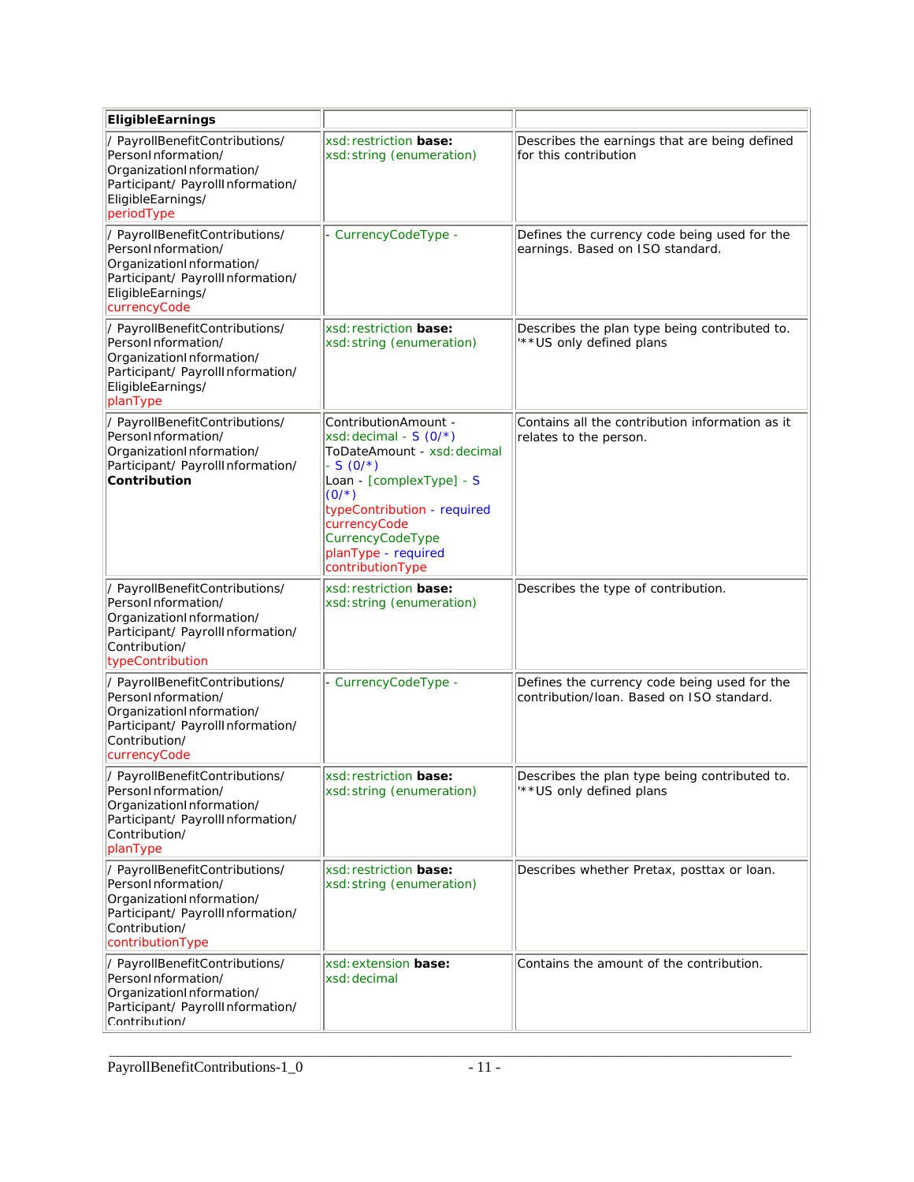| EligibleEarnings | | |
|---|---|---|
| / PayrollBenefitContributions/ PersonInformation/ OrganizationInformation/ Participant/ PayrollInformation/ EligibleEarnings/ periodType | xsd:restriction **base:** xsd:string (enumeration) | Describes the earnings that are being defined for this contribution |
| / PayrollBenefitContributions/ PersonInformation/ OrganizationInformation/ Participant/ PayrollInformation/ EligibleEarnings/ currencyCode | - CurrencyCodeType - | Defines the currency code being used for the earnings. Based on ISO standard. |
| / PayrollBenefitContributions/ PersonInformation/ OrganizationInformation/ Participant/ PayrollInformation/ EligibleEarnings/ planType | xsd:restriction **base:** xsd:string (enumeration) | Describes the plan type being contributed to. '**US only defined plans |
| / PayrollBenefitContributions/ PersonInformation/ OrganizationInformation/ Participant/ PayrollInformation/ **Contribution** | ContributionAmount - xsd:decimal - S (0/*) ToDateAmount - xsd:decimal - S (0/*) Loan - [complexType] - S (0/*) typeContribution - required currencyCode CurrencyCodeType planType - required contributionType | Contains all the contribution information as it relates to the person. |
| / PayrollBenefitContributions/ PersonInformation/ OrganizationInformation/ Participant/ PayrollInformation/ Contribution/ typeContribution | xsd:restriction **base:** xsd:string (enumeration) | Describes the type of contribution. |
| / PayrollBenefitContributions/ PersonInformation/ OrganizationInformation/ Participant/ PayrollInformation/ Contribution/ currencyCode | - CurrencyCodeType - | Defines the currency code being used for the contribution/loan. Based on ISO standard. |
| / PayrollBenefitContributions/ PersonInformation/ OrganizationInformation/ Participant/ PayrollInformation/ Contribution/ planType | xsd:restriction **base:** xsd:string (enumeration) | Describes the plan type being contributed to. '**US only defined plans |
| / PayrollBenefitContributions/ PersonInformation/ OrganizationInformation/ Participant/ PayrollInformation/ Contribution/ contributionType | xsd:restriction **base:** xsd:string (enumeration) | Describes whether Pretax, posttax or loan. |
| / PayrollBenefitContributions/ PersonInformation/ OrganizationInformation/ Participant/ PayrollInformation/ Contribution/ | xsd:extension **base:** xsd:decimal | Contains the amount of the contribution. |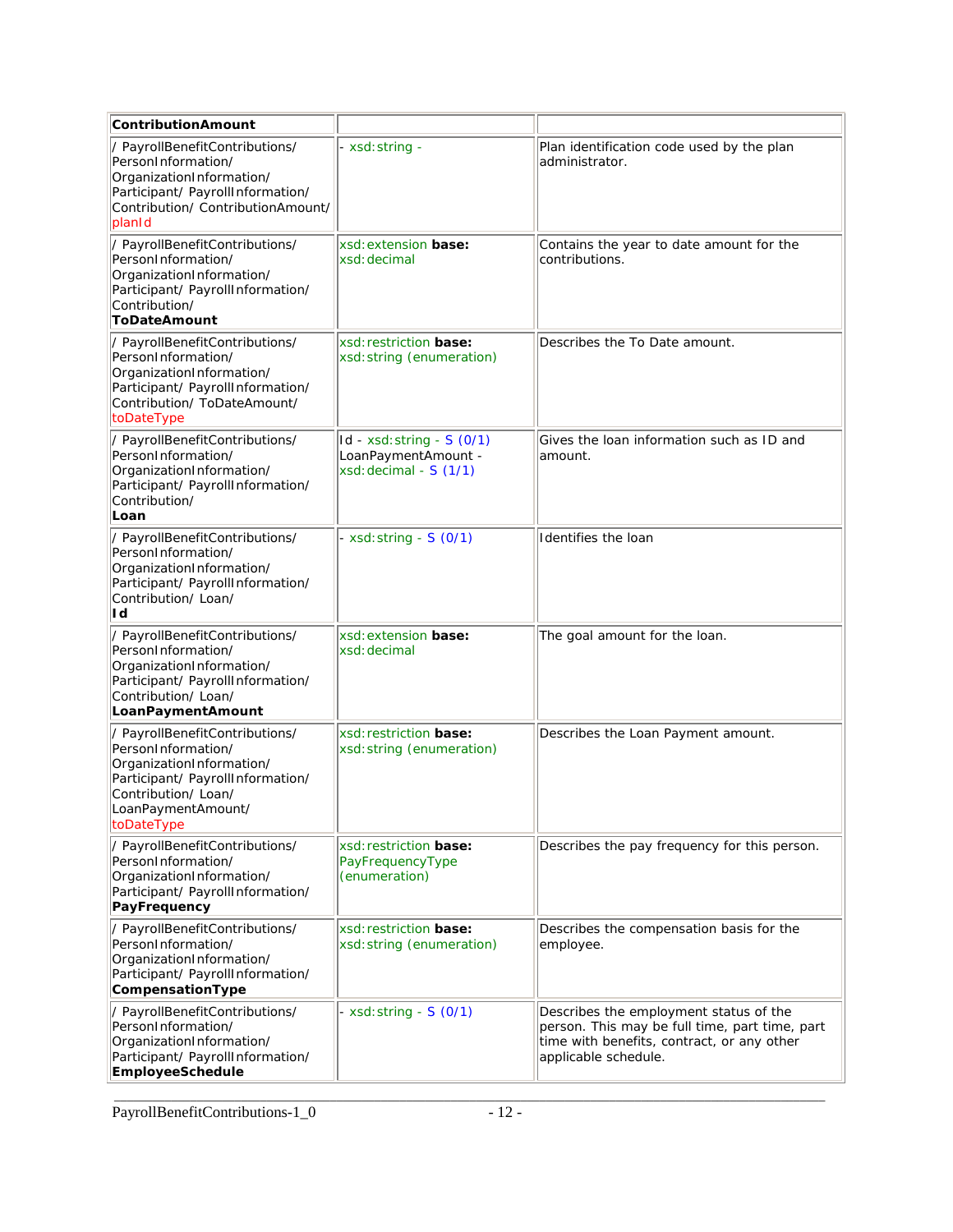| ContributionAmount | | |
|---|---|---|
| / PayrollBenefitContributions/ PersonInformation/ OrganizationInformation/ Participant/ PayrollInformation/ Contribution/ ContributionAmount/ planId | - xsd:string - | Plan identification code used by the plan administrator. |
| / PayrollBenefitContributions/ PersonInformation/ OrganizationInformation/ Participant/ PayrollInformation/ Contribution/ **ToDateAmount** | xsd:extension **base:** xsd:decimal | Contains the year to date amount for the contributions. |
| / PayrollBenefitContributions/ PersonInformation/ OrganizationInformation/ Participant/ PayrollInformation/ Contribution/ ToDateAmount/ toDateType | xsd:restriction **base:** xsd:string (enumeration) | Describes the To Date amount. |
| / PayrollBenefitContributions/ PersonInformation/ OrganizationInformation/ Participant/ PayrollInformation/ Contribution/ **Loan** | Id - xsd:string - S (0/1) LoanPaymentAmount - xsd:decimal - S (1/1) | Gives the loan information such as ID and amount. |
| / PayrollBenefitContributions/ PersonInformation/ OrganizationInformation/ Participant/ PayrollInformation/ Contribution/ Loan/ **Id** | - xsd:string - S (0/1) | Identifies the loan |
| / PayrollBenefitContributions/ PersonInformation/ OrganizationInformation/ Participant/ PayrollInformation/ Contribution/ Loan/ **LoanPaymentAmount** | xsd:extension **base:** xsd:decimal | The goal amount for the loan. |
| / PayrollBenefitContributions/ PersonInformation/ OrganizationInformation/ Participant/ PayrollInformation/ Contribution/ Loan/ LoanPaymentAmount/ toDateType | xsd:restriction **base:** xsd:string (enumeration) | Describes the Loan Payment amount. |
| / PayrollBenefitContributions/ PersonInformation/ OrganizationInformation/ Participant/ PayrollInformation/ **PayFrequency** | xsd:restriction **base:** PayFrequencyType (enumeration) | Describes the pay frequency for this person. |
| / PayrollBenefitContributions/ PersonInformation/ OrganizationInformation/ Participant/ PayrollInformation/ **CompensationType** | xsd:restriction **base:** xsd:string (enumeration) | Describes the compensation basis for the employee. |
| / PayrollBenefitContributions/ PersonInformation/ OrganizationInformation/ Participant/ PayrollInformation/ **EmployeeSchedule** | - xsd:string - S (0/1) | Describes the employment status of the person. This may be full time, part time, part time with benefits, contract, or any other applicable schedule. |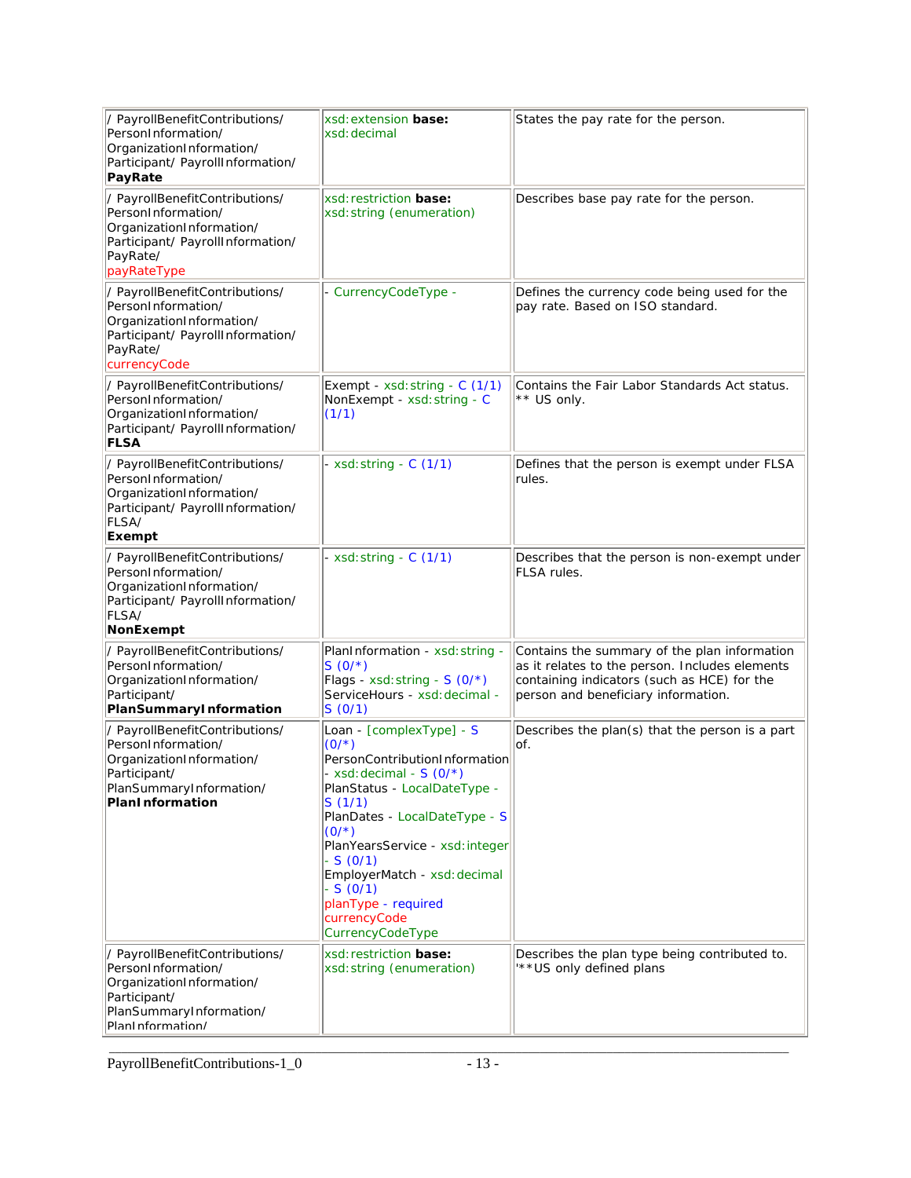| | | |
|---|---|---|
| / PayrollBenefitContributions/ PersonInformation/ OrganizationInformation/ Participant/ PayrollInformation/ **PayRate** | xsd:extension **base:** xsd:decimal | States the pay rate for the person. |
| / PayrollBenefitContributions/ PersonInformation/ OrganizationInformation/ Participant/ PayrollInformation/ PayRate/ payRateType | xsd:restriction **base:** xsd:string (enumeration) | Describes base pay rate for the person. |
| / PayrollBenefitContributions/ PersonInformation/ OrganizationInformation/ Participant/ PayrollInformation/ PayRate/ currencyCode | - CurrencyCodeType - | Defines the currency code being used for the pay rate. Based on ISO standard. |
| / PayrollBenefitContributions/ PersonInformation/ OrganizationInformation/ Participant/ PayrollInformation/ **FLSA** | Exempt - xsd:string - C (1/1)<br>NonExempt - xsd:string - C (1/1) | Contains the Fair Labor Standards Act status.<br>** US only. |
| / PayrollBenefitContributions/ PersonInformation/ OrganizationInformation/ Participant/ PayrollInformation/ FLSA/ **Exempt** | - xsd:string - C (1/1) | Defines that the person is exempt under FLSA rules. |
| / PayrollBenefitContributions/ PersonInformation/ OrganizationInformation/ Participant/ PayrollInformation/ FLSA/ **NonExempt** | - xsd:string - C (1/1) | Describes that the person is non-exempt under FLSA rules. |
| / PayrollBenefitContributions/ PersonInformation/ OrganizationInformation/ Participant/ **PlanSummaryInformation** | PlanInformation - xsd:string - S (0/*)<br>Flags - xsd:string - S (0/*)<br>ServiceHours - xsd:decimal - S (0/1) | Contains the summary of the plan information as it relates to the person. Includes elements containing indicators (such as HCE) for the person and beneficiary information. |
| / PayrollBenefitContributions/ PersonInformation/ OrganizationInformation/ Participant/ PlanSummaryInformation/ **PlanInformation** | Loan - [complexType] - S (0/*)<br>PersonContributionInformation - xsd:decimal - S (0/*)<br>PlanStatus - LocalDateType - S (1/1)<br>PlanDates - LocalDateType - S (0/*)<br>PlanYearsService - xsd:integer - S (0/1)<br>EmployerMatch - xsd:decimal - S (0/1)<br>planType - required<br>currencyCode<br>CurrencyCodeType | Describes the plan(s) that the person is a part of. |
| / PayrollBenefitContributions/ PersonInformation/ OrganizationInformation/ Participant/ PlanSummaryInformation/ PlanInformation/ | xsd:restriction **base:** xsd:string (enumeration) | Describes the plan type being contributed to.<br>'**US only defined plans |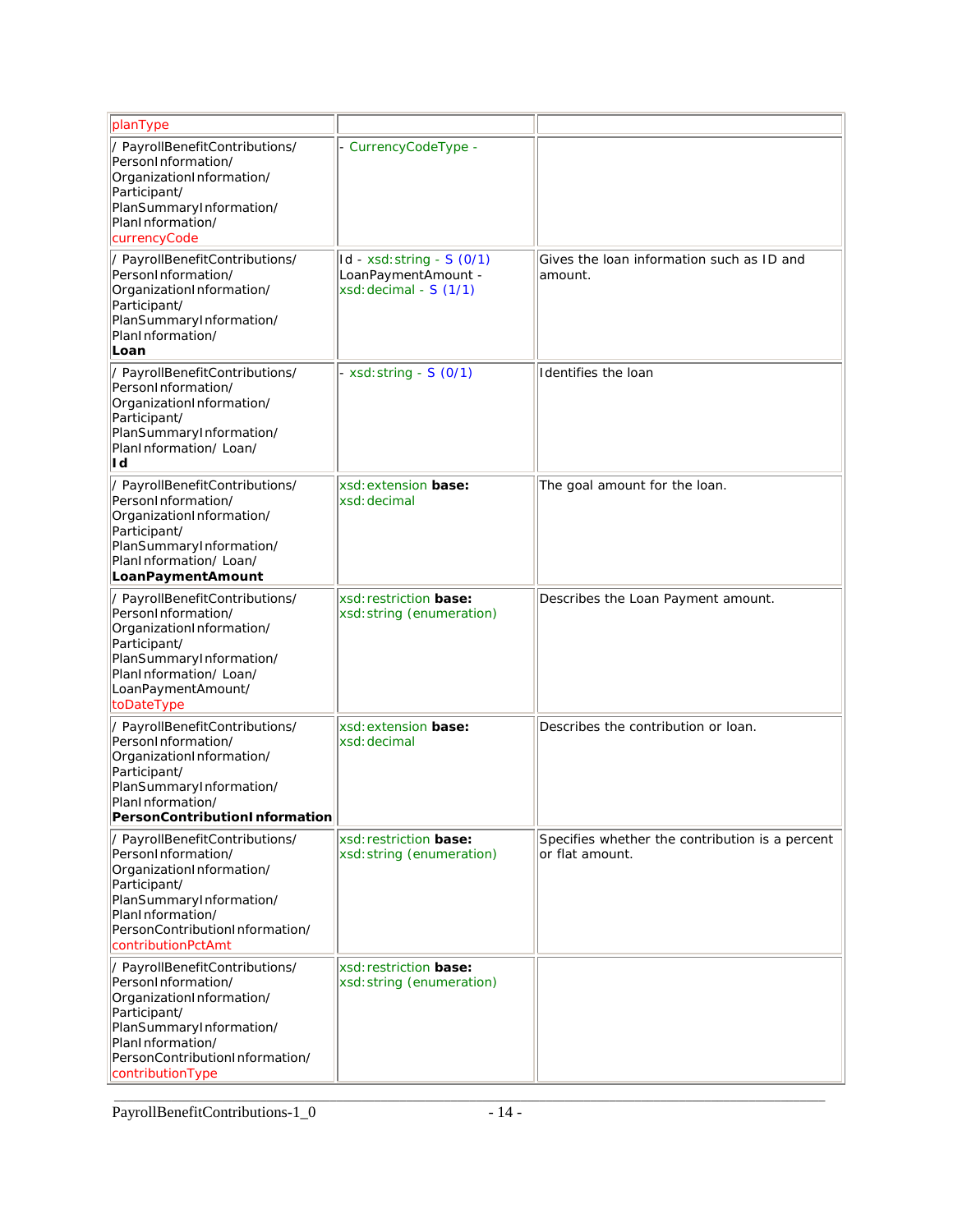| | | |
|---|---|---|
| planType | | |
| / PayrollBenefitContributions/ PersonInformation/ OrganizationInformation/ Participant/ PlanSummaryInformation/ PlanInformation/ currencyCode | - CurrencyCodeType - | |
| / PayrollBenefitContributions/ PersonInformation/ OrganizationInformation/ Participant/ PlanSummaryInformation/ PlanInformation/ **Loan** | Id - xsd:string - S (0/1) LoanPaymentAmount - xsd:decimal - S (1/1) | Gives the loan information such as ID and amount. |
| / PayrollBenefitContributions/ PersonInformation/ OrganizationInformation/ Participant/ PlanSummaryInformation/ PlanInformation/ Loan/ **Id** | - xsd:string - S (0/1) | Identifies the loan |
| / PayrollBenefitContributions/ PersonInformation/ OrganizationInformation/ Participant/ PlanSummaryInformation/ PlanInformation/ Loan/ **LoanPaymentAmount** | xsd:extension **base:** xsd:decimal | The goal amount for the loan. |
| / PayrollBenefitContributions/ PersonInformation/ OrganizationInformation/ Participant/ PlanSummaryInformation/ PlanInformation/ Loan/ LoanPaymentAmount/ toDateType | xsd:restriction **base:** xsd:string (enumeration) | Describes the Loan Payment amount. |
| / PayrollBenefitContributions/ PersonInformation/ OrganizationInformation/ Participant/ PlanSummaryInformation/ PlanInformation/ **PersonContributionInformation** | xsd:extension **base:** xsd:decimal | Describes the contribution or loan. |
| / PayrollBenefitContributions/ PersonInformation/ OrganizationInformation/ Participant/ PlanSummaryInformation/ PlanInformation/ PersonContributionInformation/ contributionPctAmt | xsd:restriction **base:** xsd:string (enumeration) | Specifies whether the contribution is a percent or flat amount. |
| / PayrollBenefitContributions/ PersonInformation/ OrganizationInformation/ Participant/ PlanSummaryInformation/ PlanInformation/ PersonContributionInformation/ contributionType | xsd:restriction **base:** xsd:string (enumeration) | |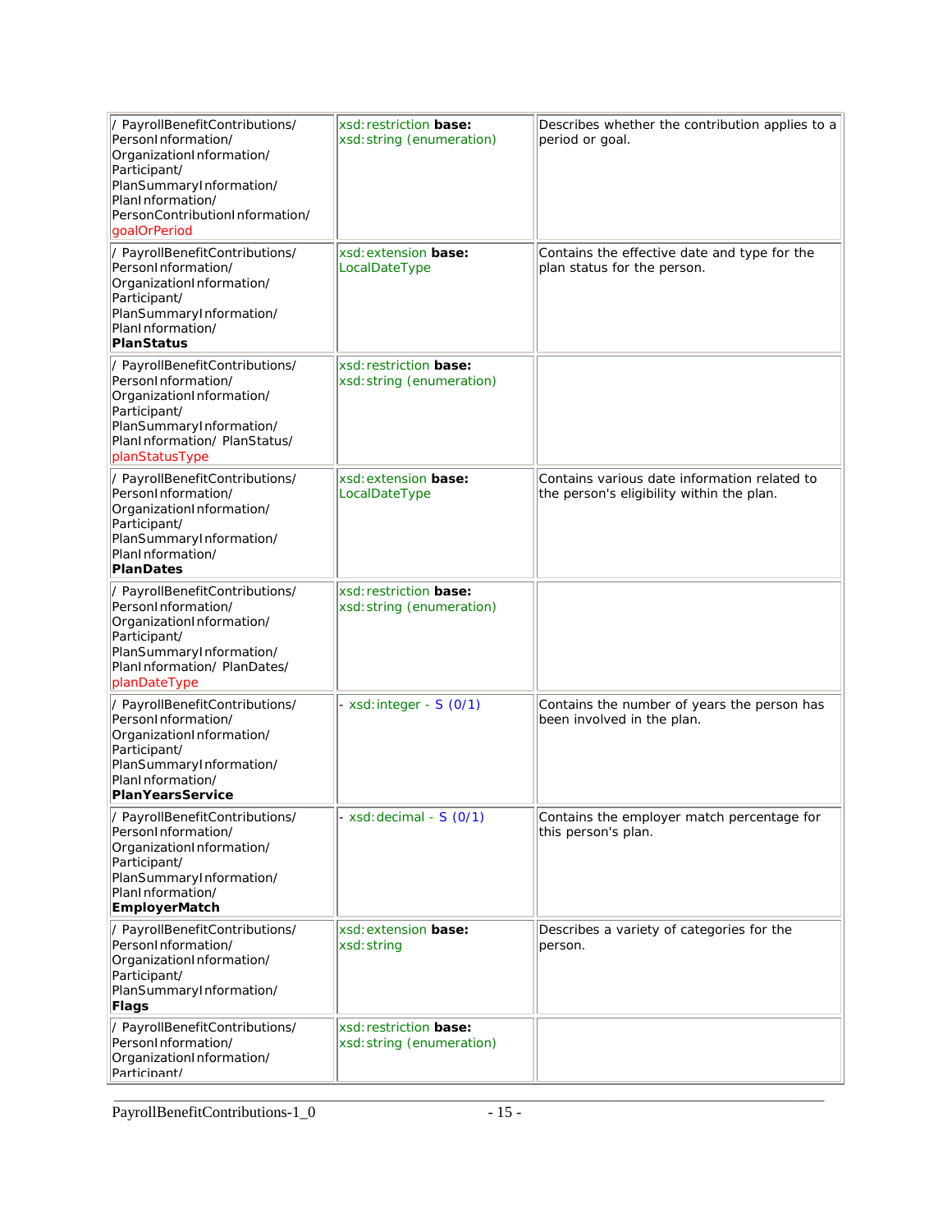| | | |
|---|---|---|
| / PayrollBenefitContributions/ PersonInformation/ OrganizationInformation/ Participant/ PlanSummaryInformation/ PlanInformation/ PersonContributionInformation/ goalOrPeriod | xsd:restriction **base:** xsd:string (enumeration) | Describes whether the contribution applies to a period or goal. |
| / PayrollBenefitContributions/ PersonInformation/ OrganizationInformation/ Participant/ PlanSummaryInformation/ PlanInformation/ **PlanStatus** | xsd:extension **base:** LocalDateType | Contains the effective date and type for the plan status for the person. |
| / PayrollBenefitContributions/ PersonInformation/ OrganizationInformation/ Participant/ PlanSummaryInformation/ PlanInformation/ PlanStatus/ planStatusType | xsd:restriction **base:** xsd:string (enumeration) | |
| / PayrollBenefitContributions/ PersonInformation/ OrganizationInformation/ Participant/ PlanSummaryInformation/ PlanInformation/ **PlanDates** | xsd:extension **base:** LocalDateType | Contains various date information related to the person's eligibility within the plan. |
| / PayrollBenefitContributions/ PersonInformation/ OrganizationInformation/ Participant/ PlanSummaryInformation/ PlanInformation/ PlanDates/ planDateType | xsd:restriction **base:** xsd:string (enumeration) | |
| / PayrollBenefitContributions/ PersonInformation/ OrganizationInformation/ Participant/ PlanSummaryInformation/ PlanInformation/ **PlanYearsService** | - xsd:integer - S (0/1) | Contains the number of years the person has been involved in the plan. |
| / PayrollBenefitContributions/ PersonInformation/ OrganizationInformation/ Participant/ PlanSummaryInformation/ PlanInformation/ **EmployerMatch** | - xsd:decimal - S (0/1) | Contains the employer match percentage for this person's plan. |
| / PayrollBenefitContributions/ PersonInformation/ OrganizationInformation/ Participant/ PlanSummaryInformation/ **Flags** | xsd:extension **base:** xsd:string | Describes a variety of categories for the person. |
| / PayrollBenefitContributions/ PersonInformation/ OrganizationInformation/ Participant/ | xsd:restriction **base:** xsd:string (enumeration) | |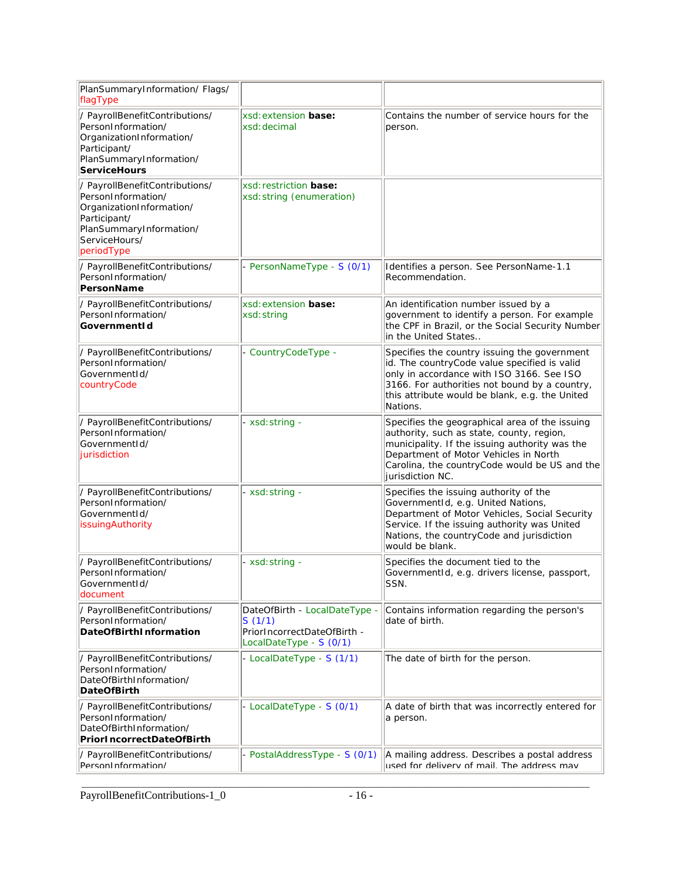| | | |
|---|---|---|
| PlanSummaryInformation/ Flags/ flagType | | |
| / PayrollBenefitContributions/ PersonInformation/ OrganizationInformation/ Participant/ PlanSummaryInformation/ **ServiceHours** | xsd:extension **base:** xsd:decimal | Contains the number of service hours for the person. |
| / PayrollBenefitContributions/ PersonInformation/ OrganizationInformation/ Participant/ PlanSummaryInformation/ ServiceHours/ periodType | xsd:restriction **base:** xsd:string (enumeration) | |
| / PayrollBenefitContributions/ PersonInformation/ **PersonName** | - PersonNameType - S (0/1) | Identifies a person. See PersonName-1.1 Recommendation. |
| / PayrollBenefitContributions/ PersonInformation/ **GovernmentId** | xsd:extension **base:** xsd:string | An identification number issued by a government to identify a person. For example the CPF in Brazil, or the Social Security Number in the United States.. |
| / PayrollBenefitContributions/ PersonInformation/ GovernmentId/ countryCode | - CountryCodeType - | Specifies the country issuing the government id. The countryCode value specified is valid only in accordance with ISO 3166. See ISO 3166. For authorities not bound by a country, this attribute would be blank, e.g. the United Nations. |
| / PayrollBenefitContributions/ PersonInformation/ GovernmentId/ jurisdiction | - xsd:string - | Specifies the geographical area of the issuing authority, such as state, county, region, municipality. If the issuing authority was the Department of Motor Vehicles in North Carolina, the countryCode would be US and the jurisdiction NC. |
| / PayrollBenefitContributions/ PersonInformation/ GovernmentId/ issuingAuthority | - xsd:string - | Specifies the issuing authority of the GovernmentId, e.g. United Nations, Department of Motor Vehicles, Social Security Service. If the issuing authority was United Nations, the countryCode and jurisdiction would be blank. |
| / PayrollBenefitContributions/ PersonInformation/ GovernmentId/ document | - xsd:string - | Specifies the document tied to the GovernmentId, e.g. drivers license, passport, SSN. |
| / PayrollBenefitContributions/ PersonInformation/ **DateOfBirthInformation** | DateOfBirth - LocalDateType - S (1/1) PriorIncorrectDateOfBirth - LocalDateType - S (0/1) | Contains information regarding the person's date of birth. |
| / PayrollBenefitContributions/ PersonInformation/ DateOfBirthInformation/ **DateOfBirth** | - LocalDateType - S (1/1) | The date of birth for the person. |
| / PayrollBenefitContributions/ PersonInformation/ DateOfBirthInformation/ **PriorIncorrectDateOfBirth** | - LocalDateType - S (0/1) | A date of birth that was incorrectly entered for a person. |
| / PayrollBenefitContributions/ PersonInformation/ | - PostalAddressType - S (0/1) | A mailing address. Describes a postal address used for delivery of mail. The address may |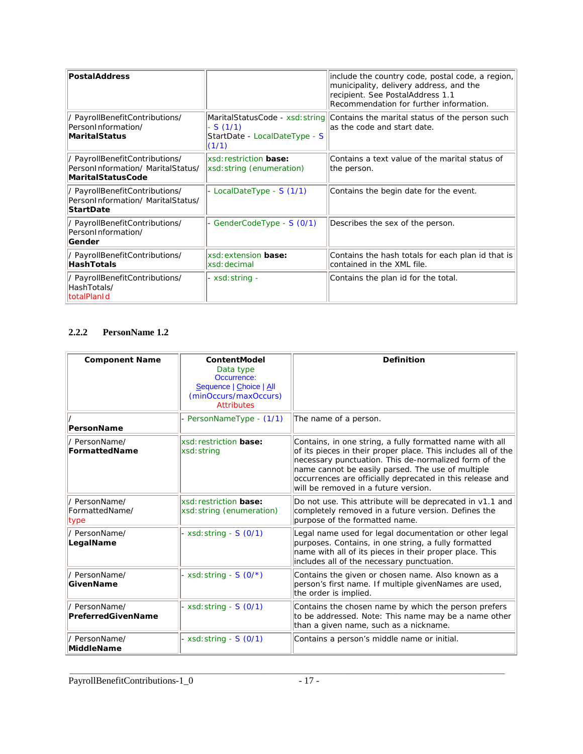| | | |
|---|---|---|
| **PostalAddress** | | include the country code, postal code, a region, municipality, delivery address, and the recipient. See PostalAddress 1.1 Recommendation for further information. |
| / PayrollBenefitContributions/ PersonInformation/ **MaritalStatus** | MaritalStatusCode - xsd:string - S (1/1) StartDate - LocalDateType - S (1/1) | Contains the marital status of the person such as the code and start date. |
| / PayrollBenefitContributions/ PersonInformation/ MaritalStatus/ **MaritalStatusCode** | xsd:restriction **base:** xsd:string (enumeration) | Contains a text value of the marital status of the person. |
| / PayrollBenefitContributions/ PersonInformation/ MaritalStatus/ **StartDate** | - LocalDateType - S (1/1) | Contains the begin date for the event. |
| / PayrollBenefitContributions/ PersonInformation/ **Gender** | - GenderCodeType - S (0/1) | Describes the sex of the person. |
| / PayrollBenefitContributions/ **HashTotals** | xsd:extension **base:** xsd:decimal | Contains the hash totals for each plan id that is contained in the XML file. |
| / PayrollBenefitContributions/ HashTotals/ totalPlanId | - xsd:string - | Contains the plan id for the total. |

### 2.2.2 PersonName 1.2

| Component Name | ContentModel Data type Occurrence: Sequence \| Choice \| All (minOccurs/maxOccurs) Attributes | Definition |
|---|---|---|
| / **PersonName** | - PersonNameType - (1/1) | The name of a person. |
| / PersonName/ **FormattedName** | xsd:restriction **base:** xsd:string | Contains, in one string, a fully formatted name with all of its pieces in their proper place. This includes all of the necessary punctuation. This de-normalized form of the name cannot be easily parsed. The use of multiple occurrences are officially deprecated in this release and will be removed in a future version. |
| / PersonName/ FormattedName/ type | xsd:restriction **base:** xsd:string (enumeration) | Do not use. This attribute will be deprecated in v1.1 and completely removed in a future version. Defines the purpose of the formatted name. |
| / PersonName/ **LegalName** | - xsd:string - S (0/1) | Legal name used for legal documentation or other legal purposes. Contains, in one string, a fully formatted name with all of its pieces in their proper place. This includes all of the necessary punctuation. |
| / PersonName/ **GivenName** | - xsd:string - S (0/*) | Contains the given or chosen name. Also known as a person's first name. If multiple givenNames are used, the order is implied. |
| / PersonName/ **PreferredGivenName** | - xsd:string - S (0/1) | Contains the chosen name by which the person prefers to be addressed. Note: This name may be a name other than a given name, such as a nickname. |
| / PersonName/ **MiddleName** | - xsd:string - S (0/1) | Contains a person's middle name or initial. |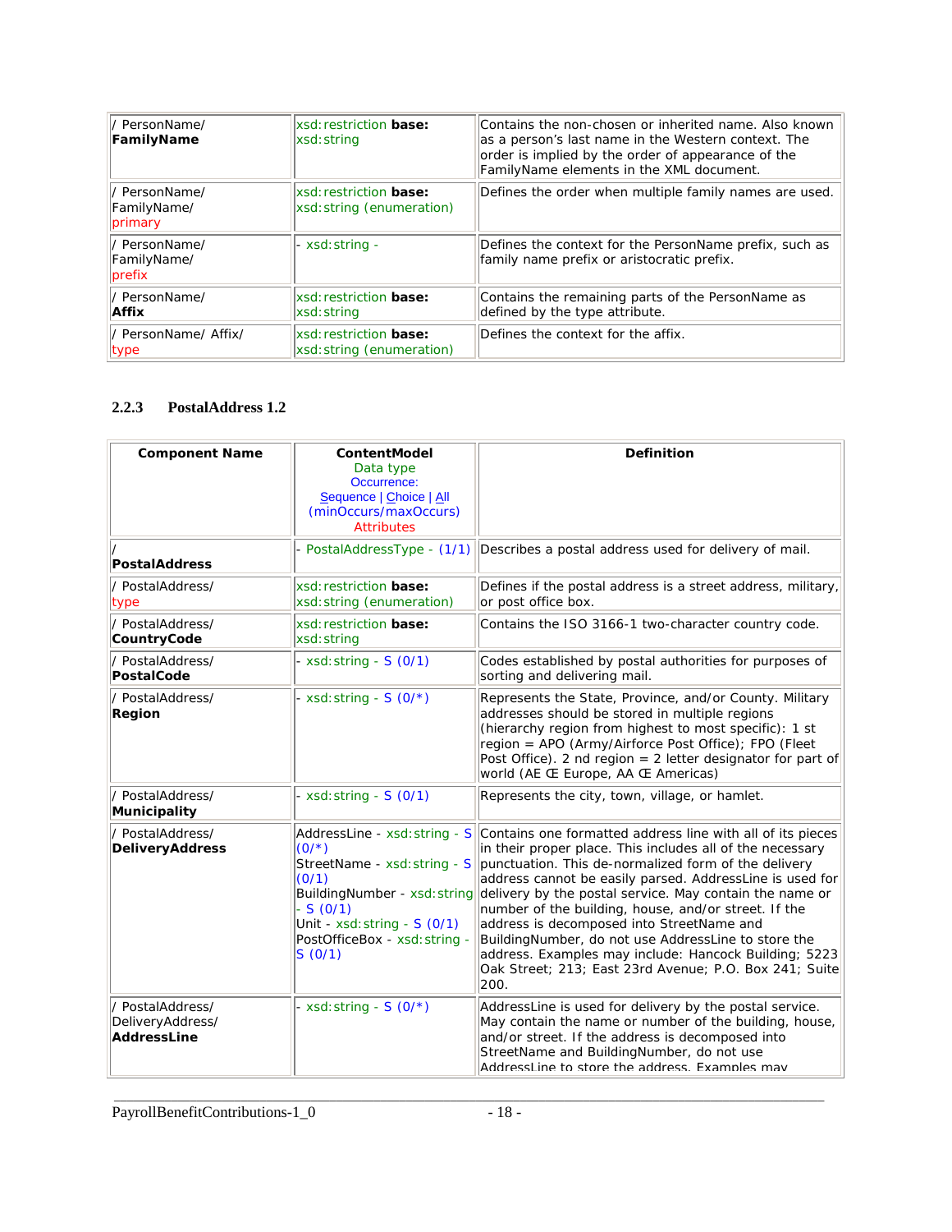| / PersonName/ **FamilyName** | xsd:restriction **base:** xsd:string | Contains the non-chosen or inherited name. Also known as a person's last name in the Western context. The order is implied by the order of appearance of the FamilyName elements in the XML document. |
|---|---|---|
| / PersonName/ FamilyName/ primary | xsd:restriction **base:** xsd:string (enumeration) | Defines the order when multiple family names are used. |
| / PersonName/ FamilyName/ prefix | - xsd:string - | Defines the context for the PersonName prefix, such as family name prefix or aristocratic prefix. |
| / PersonName/ **Affix** | xsd:restriction **base:** xsd:string | Contains the remaining parts of the PersonName as defined by the type attribute. |
| / PersonName/ Affix/ type | xsd:restriction **base:** xsd:string (enumeration) | Defines the context for the affix. |

### 2.2.3 PostalAddress 1.2

| **Component Name** | **ContentModel** Data type Occurrence: Sequence \| Choice \| All (minOccurs/maxOccurs) Attributes | **Definition** |
|---|---|---|
| / **PostalAddress** | - PostalAddressType - (1/1) | Describes a postal address used for delivery of mail. |
| / PostalAddress/ type | xsd:restriction **base:** xsd:string (enumeration) | Defines if the postal address is a street address, military, or post office box. |
| / PostalAddress/ **CountryCode** | xsd:restriction **base:** xsd:string | Contains the ISO 3166-1 two-character country code. |
| / PostalAddress/ **PostalCode** | - xsd:string - S (0/1) | Codes established by postal authorities for purposes of sorting and delivering mail. |
| / PostalAddress/ **Region** | - xsd:string - S (0/*) | Represents the State, Province, and/or County. Military addresses should be stored in multiple regions (hierarchy region from highest to most specific): 1 st region = APO (Army/Airforce Post Office); FPO (Fleet Post Office). 2 nd region = 2 letter designator for part of world (AE Œ Europe, AA Œ Americas) |
| / PostalAddress/ **Municipality** | - xsd:string - S (0/1) | Represents the city, town, village, or hamlet. |
| / PostalAddress/ **DeliveryAddress** | AddressLine - xsd:string - S (0/*) StreetName - xsd:string - S (0/1) BuildingNumber - xsd:string - S (0/1) Unit - xsd:string - S (0/1) PostOfficeBox - xsd:string - S (0/1) | Contains one formatted address line with all of its pieces in their proper place. This includes all of the necessary punctuation. This de-normalized form of the delivery address cannot be easily parsed. AddressLine is used for delivery by the postal service. May contain the name or number of the building, house, and/or street. If the address is decomposed into StreetName and BuildingNumber, do not use AddressLine to store the address. Examples may include: Hancock Building; 5223 Oak Street; 213; East 23rd Avenue; P.O. Box 241; Suite 200. |
| / PostalAddress/ DeliveryAddress/ **AddressLine** | - xsd:string - S (0/*) | AddressLine is used for delivery by the postal service. May contain the name or number of the building, house, and/or street. If the address is decomposed into StreetName and BuildingNumber, do not use AddressLine to store the address. Examples may |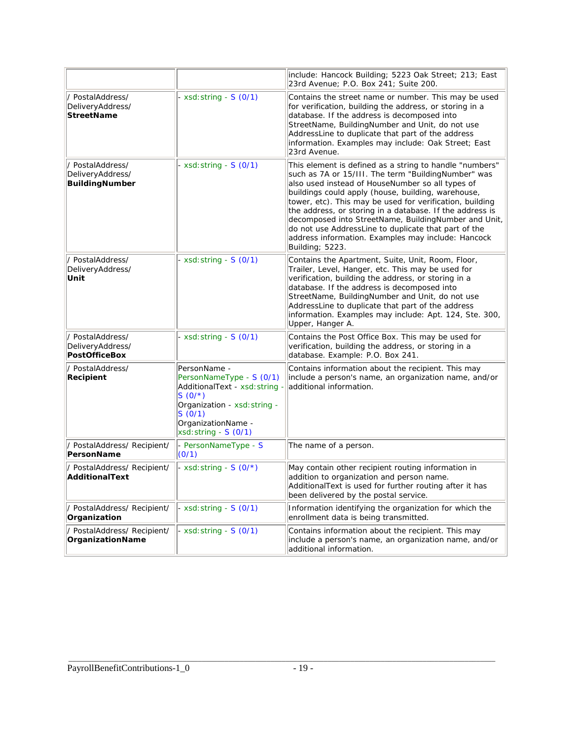| | | |
|---|---|---|
| | | include: Hancock Building; 5223 Oak Street; 213; East 23rd Avenue; P.O. Box 241; Suite 200. |
| / PostalAddress/ DeliveryAddress/ **StreetName** | - xsd:string - S (0/1) | Contains the street name or number. This may be used for verification, building the address, or storing in a database. If the address is decomposed into StreetName, BuildingNumber and Unit, do not use AddressLine to duplicate that part of the address information. Examples may include: Oak Street; East 23rd Avenue. |
| / PostalAddress/ DeliveryAddress/ **BuildingNumber** | - xsd:string - S (0/1) | This element is defined as a string to handle "numbers" such as 7A or 15/III. The term "BuildingNumber" was also used instead of HouseNumber so all types of buildings could apply (house, building, warehouse, tower, etc). This may be used for verification, building the address, or storing in a database. If the address is decomposed into StreetName, BuildingNumber and Unit, do not use AddressLine to duplicate that part of the address information. Examples may include: Hancock Building; 5223. |
| / PostalAddress/ DeliveryAddress/ **Unit** | - xsd:string - S (0/1) | Contains the Apartment, Suite, Unit, Room, Floor, Trailer, Level, Hanger, etc. This may be used for verification, building the address, or storing in a database. If the address is decomposed into StreetName, BuildingNumber and Unit, do not use AddressLine to duplicate that part of the address information. Examples may include: Apt. 124, Ste. 300, Upper, Hanger A. |
| / PostalAddress/ DeliveryAddress/ **PostOfficeBox** | - xsd:string - S (0/1) | Contains the Post Office Box. This may be used for verification, building the address, or storing in a database. Example: P.O. Box 241. |
| / PostalAddress/ **Recipient** | PersonName - PersonNameType - S (0/1)<br>AdditionalText - xsd:string - S (0/*)<br>Organization - xsd:string - S (0/1)<br>OrganizationName - xsd:string - S (0/1) | Contains information about the recipient. This may include a person's name, an organization name, and/or additional information. |
| / PostalAddress/ Recipient/ **PersonName** | - PersonNameType - S (0/1) | The name of a person. |
| / PostalAddress/ Recipient/ **AdditionalText** | - xsd:string - S (0/*) | May contain other recipient routing information in addition to organization and person name. AdditionalText is used for further routing after it has been delivered by the postal service. |
| / PostalAddress/ Recipient/ **Organization** | - xsd:string - S (0/1) | Information identifying the organization for which the enrollment data is being transmitted. |
| / PostalAddress/ Recipient/ **OrganizationName** | - xsd:string - S (0/1) | Contains information about the recipient. This may include a person's name, an organization name, and/or additional information. |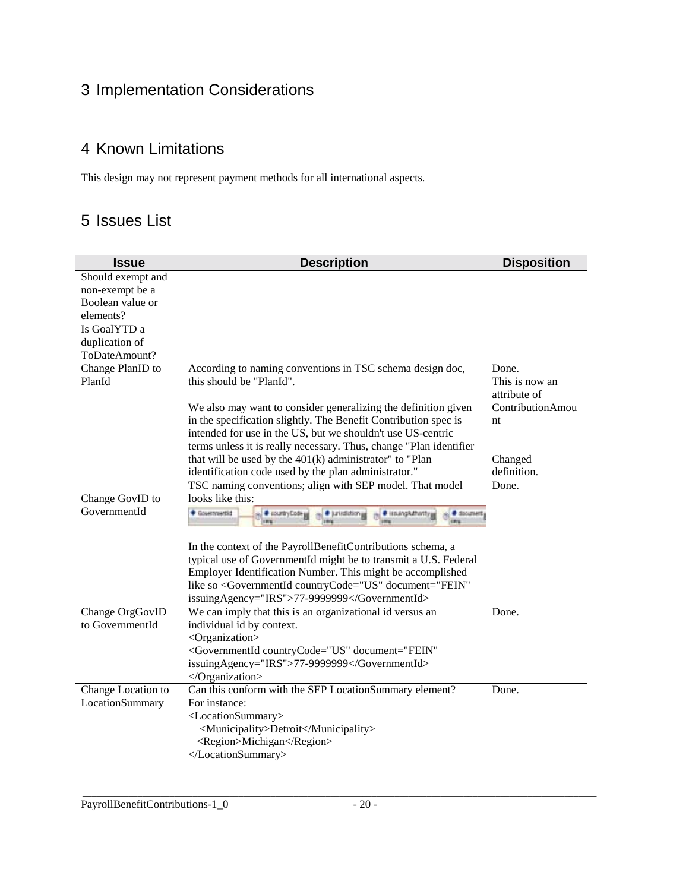# 3 Implementation Considerations

# 4 Known Limitations

This design may not represent payment methods for all international aspects.

# 5 Issues List

| Issue | Description | Disposition |
|---|---|---|
| Should exempt and non-exempt be a Boolean value or elements? | | |
| Is GoalYTD a duplication of ToDateAmount? | | |
| Change PlanID to PlanId | According to naming conventions in TSC schema design doc, this should be "PlanId".<br><br>We also may want to consider generalizing the definition given in the specification slightly. The Benefit Contribution spec is intended for use in the US, but we shouldn't use US-centric terms unless it is really necessary. Thus, change "Plan identifier that will be used by the 401(k) administrator" to "Plan identification code used by the plan administrator." | Done.<br>This is now an attribute of ContributionAmount<br><br>Changed definition. |
| Change GovID to GovernmentId | TSC naming conventions; align with SEP model. That model looks like this:<br><br>In the context of the PayrollBenefitContributions schema, a typical use of GovernmentId might be to transmit a U.S. Federal Employer Identification Number. This might be accomplished like so <GovernmentId countryCode="US" document="FEIN" issuingAgency="IRS">77-9999999</GovernmentId> | Done. |
| Change OrgGovID to GovernmentId | We can imply that this is an organizational id versus an individual id by context.<br><Organization><br><GovernmentId countryCode="US" document="FEIN" issuingAgency="IRS">77-9999999</GovernmentId><br></Organization> | Done. |
| Change Location to LocationSummary | Can this conform with the SEP LocationSummary element?<br>For instance:<br><LocationSummary><br>&nbsp;&nbsp;<Municipality>Detroit</Municipality><br>&nbsp;&nbsp;<Region>Michigan</Region><br></LocationSummary> | Done. |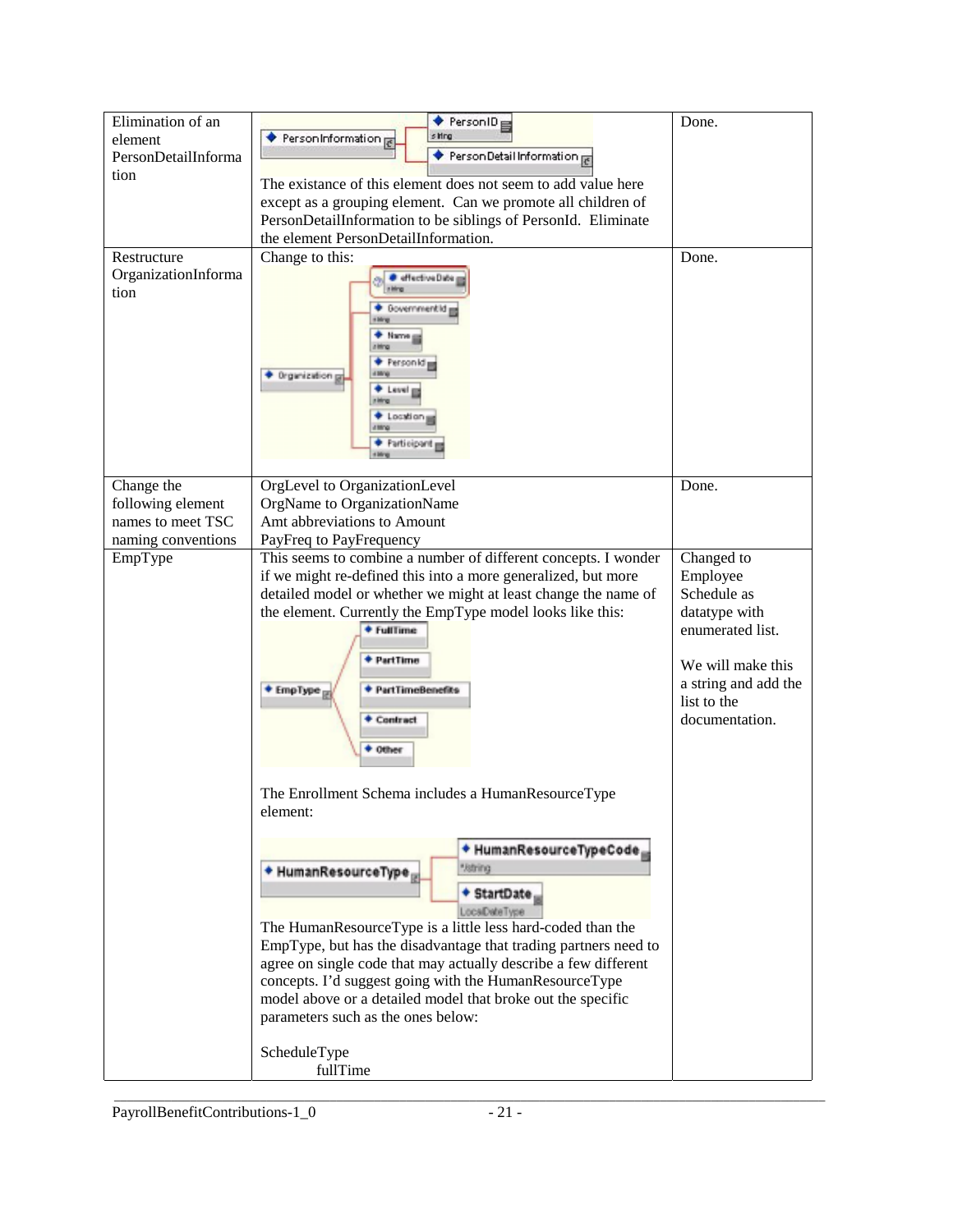| | | |
|---|---|---|
| Elimination of an element PersonDetailInformation | The existance of this element does not seem to add value here except as a grouping element. Can we promote all children of PersonDetailInformation to be siblings of PersonId. Eliminate the element PersonDetailInformation. | Done. |
| Restructure OrganizationInformation | Change to this: | Done. |
| Change the following element names to meet TSC naming conventions | OrgLevel to OrganizationLevel<br>OrgName to OrganizationName<br>Amt abbreviations to Amount<br>PayFreq to PayFrequency | Done. |
| EmpType | This seems to combine a number of different concepts. I wonder if we might re-defined this into a more generalized, but more detailed model or whether we might at least change the name of the element. Currently the EmpType model looks like this:<br><br>The Enrollment Schema includes a HumanResourceType element:<br><br>The HumanResourceType is a little less hard-coded than the EmpType, but has the disadvantage that trading partners need to agree on single code that may actually describe a few different concepts. I'd suggest going with the HumanResourceType model above or a detailed model that broke out the specific parameters such as the ones below:<br><br>ScheduleType<br>fullTime | Changed to Employee Schedule as datatype with enumerated list.<br><br>We will make this a string and add the list to the documentation. |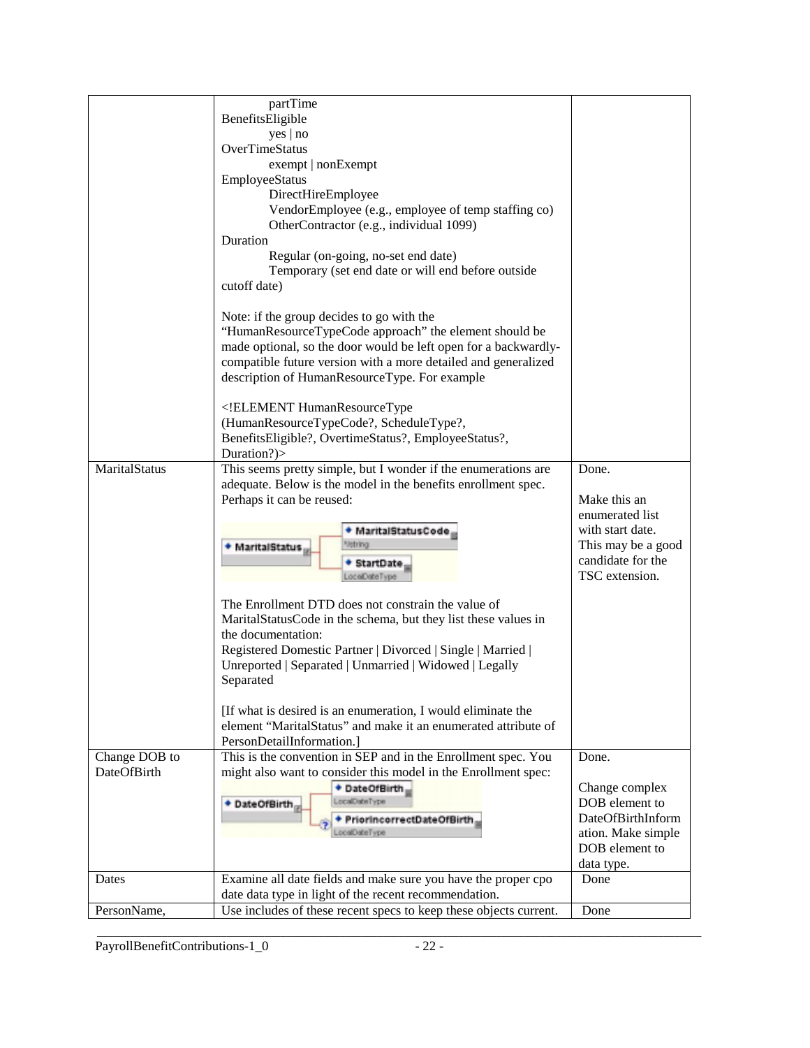| | | |
|---|---|---|
| | partTime<br>BenefitsEligible<br>yes \| no<br>OverTimeStatus<br>exempt \| nonExempt<br>EmployeeStatus<br>DirectHireEmployee<br>VendorEmployee (e.g., employee of temp staffing co)<br>OtherContractor (e.g., individual 1099)<br>Duration<br>Regular (on-going, no-set end date)<br>Temporary (set end date or will end before outside cutoff date)<br><br>Note: if the group decides to go with the "HumanResourceTypeCode approach" the element should be made optional, so the door would be left open for a backwardly-compatible future version with a more detailed and generalized description of HumanResourceType. For example<br><br><!ELEMENT HumanResourceType (HumanResourceTypeCode?, ScheduleType?, BenefitsEligible?, OvertimeStatus?, EmployeeStatus?, Duration?)> | |
| MaritalStatus | This seems pretty simple, but I wonder if the enumerations are adequate. Below is the model in the benefits enrollment spec. Perhaps it can be reused:<br><br>MaritalStatus: MaritalStatusCode (string), StartDate (LocalDateType)<br><br>The Enrollment DTD does not constrain the value of MaritalStatusCode in the schema, but they list these values in the documentation:<br>Registered Domestic Partner \| Divorced \| Single \| Married \| Unreported \| Separated \| Unmarried \| Widowed \| Legally Separated<br><br>[If what is desired is an enumeration, I would eliminate the element "MaritalStatus" and make it an enumerated attribute of PersonDetailInformation.] | Done.<br><br>Make this an enumerated list with start date. This may be a good candidate for the TSC extension. |
| Change DOB to DateOfBirth | This is the convention in SEP and in the Enrollment spec. You might also want to consider this model in the Enrollment spec:<br><br>DateOfBirth: DateOfBirth (LocalDateType), PriorIncorrectDateOfBirth (LocalDateType) | Done.<br><br>Change complex DOB element to DateOfBirthInformation. Make simple DOB element to data type. |
| Dates | Examine all date fields and make sure you have the proper cpo date data type in light of the recent recommendation. | Done |
| PersonName, | Use includes of these recent specs to keep these objects current. | Done |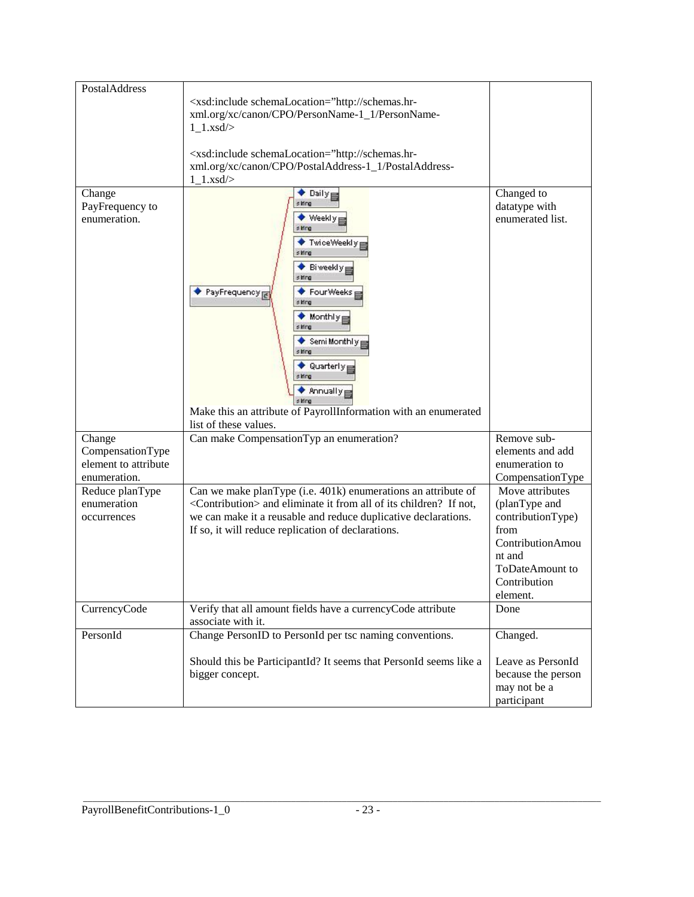| | | |
|---|---|---|
| PostalAddress | <xsd:include schemaLocation="http://schemas.hr-xml.org/xc/canon/CPO/PersonName-1_1/PersonName-1_1.xsd/><br><br><xsd:include schemaLocation="http://schemas.hr-xml.org/xc/canon/CPO/PostalAddress-1_1/PostalAddress-1_1.xsd/> | |
| Change PayFrequency to enumeration. | PayFrequency: Daily (string), Weekly (string), TwiceWeekly (string), Biweekly (string), FourWeeks (string), Monthly (string), SemiMonthly (string), Quarterly (string), Annually (string)<br><br>Make this an attribute of PayrollInformation with an enumerated list of these values. | Changed to datatype with enumerated list. |
| Change CompensationType element to attribute enumeration. | Can make CompensationTyp an enumeration? | Remove sub-elements and add enumeration to CompensationType |
| Reduce planType enumeration occurrences | Can we make planType (i.e. 401k) enumerations an attribute of <Contribution> and eliminate it from all of its children? If not, we can make it a reusable and reduce duplicative declarations. If so, it will reduce replication of declarations. | Move attributes (planType and contributionType) from ContributionAmount and ToDateAmount to Contribution element. |
| CurrencyCode | Verify that all amount fields have a currencyCode attribute associate with it. | Done |
| PersonId | Change PersonID to PersonId per tsc naming conventions.<br><br>Should this be ParticipantId? It seems that PersonId seems like a bigger concept. | Changed.<br><br>Leave as PersonId because the person may not be a participant |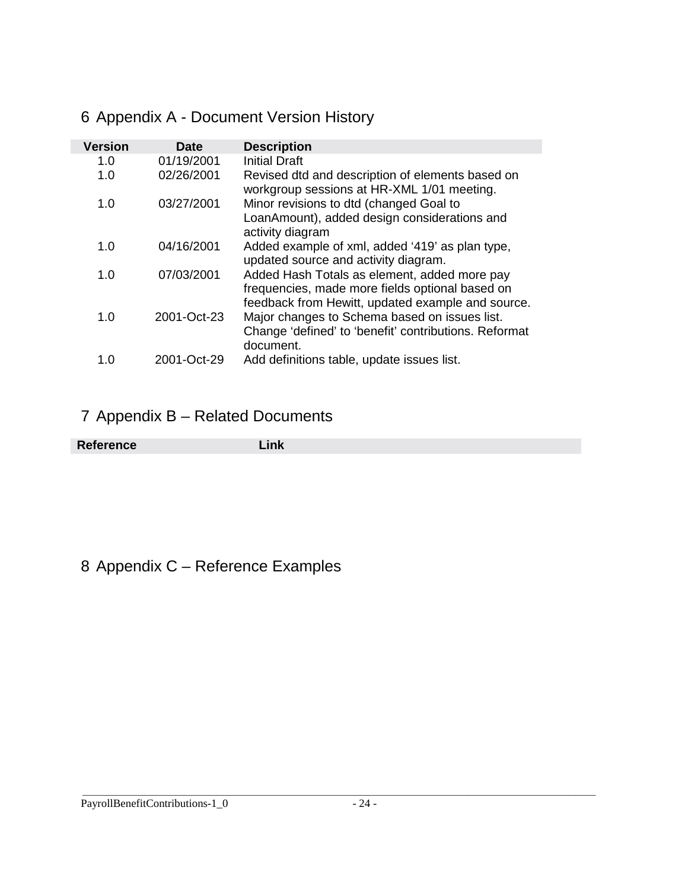# 6 Appendix A - Document Version History

| Version | Date | Description |
|---|---|---|
| 1.0 | 01/19/2001 | Initial Draft |
| 1.0 | 02/26/2001 | Revised dtd and description of elements based on workgroup sessions at HR-XML 1/01 meeting. |
| 1.0 | 03/27/2001 | Minor revisions to dtd (changed Goal to LoanAmount), added design considerations and activity diagram |
| 1.0 | 04/16/2001 | Added example of xml, added '419' as plan type, updated source and activity diagram. |
| 1.0 | 07/03/2001 | Added Hash Totals as element, added more pay frequencies, made more fields optional based on feedback from Hewitt, updated example and source. |
| 1.0 | 2001-Oct-23 | Major changes to Schema based on issues list. Change 'defined' to 'benefit' contributions. Reformat document. |
| 1.0 | 2001-Oct-29 | Add definitions table, update issues list. |

# 7 Appendix B – Related Documents

| Reference | Link |
|---|---|

# 8 Appendix C – Reference Examples